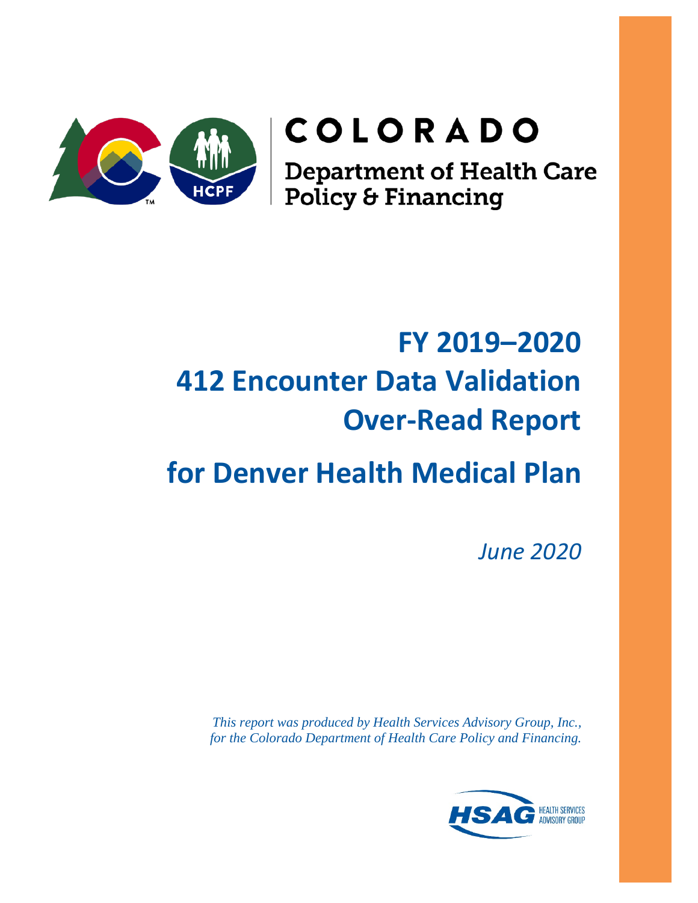COLORADO

Department of Health Care Policy & Financing

# FY 2019–2020 412 Encounter Data Validation Over-Read Report

# for Denver Health Medical Plan

*June 2020*

*This report was produced by Health Services Advisory Group, Inc., for the Colorado Department of Health Care Policy and Financing.*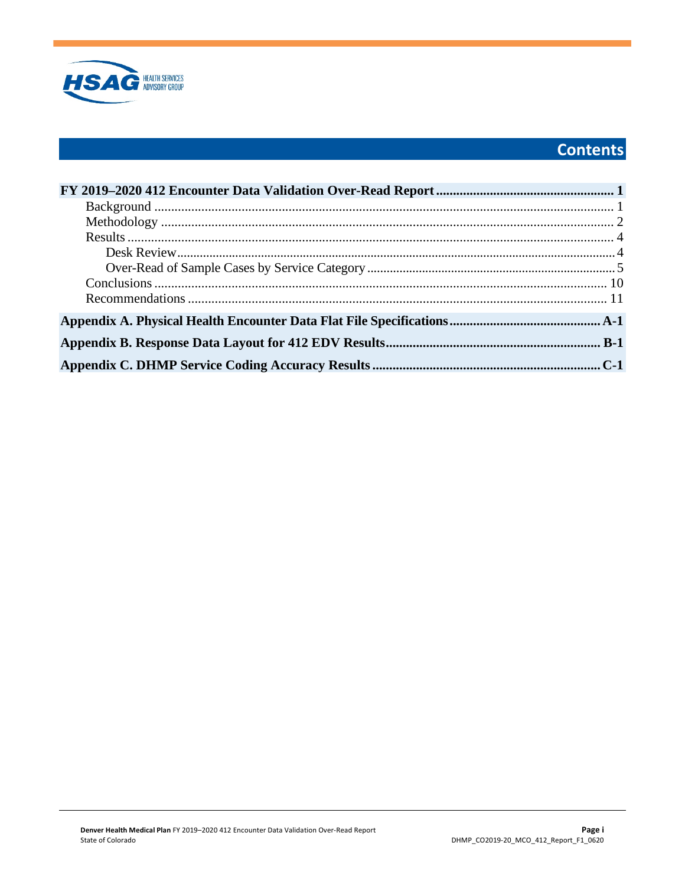# Contents

**FY 2019–2020 412 Encounter Data Validation Over-Read Report** .................................................... **1**

- Background ........................................................................................................................................ 1
- Methodology ...................................................................................................................................... 2
- Results ................................................................................................................................................ 4
  - Desk Review .................................................................................................................................. 4
  - Over-Read of Sample Cases by Service Category .......................................................................... 5
- Conclusions ...................................................................................................................................... 10
- Recommendations ............................................................................................................................ 11

**Appendix A. Physical Health Encounter Data Flat File Specifications** ............................................ **A-1**

**Appendix B. Response Data Layout for 412 EDV Results** ............................................................... **B-1**

**Appendix C. DHMP Service Coding Accuracy Results** ................................................................... **C-1**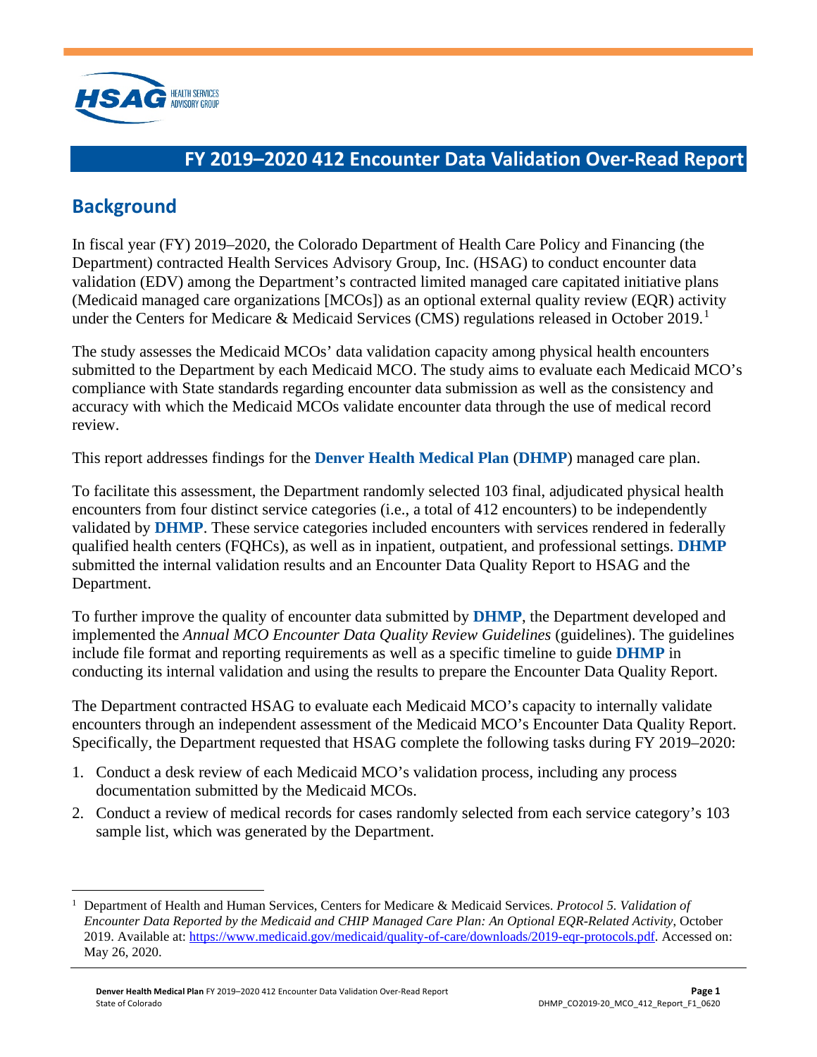# FY 2019–2020 412 Encounter Data Validation Over-Read Report

## Background

In fiscal year (FY) 2019–2020, the Colorado Department of Health Care Policy and Financing (the Department) contracted Health Services Advisory Group, Inc. (HSAG) to conduct encounter data validation (EDV) among the Department's contracted limited managed care capitated initiative plans (Medicaid managed care organizations [MCOs]) as an optional external quality review (EQR) activity under the Centers for Medicare & Medicaid Services (CMS) regulations released in October 2019.[1]

The study assesses the Medicaid MCOs' data validation capacity among physical health encounters submitted to the Department by each Medicaid MCO. The study aims to evaluate each Medicaid MCO's compliance with State standards regarding encounter data submission as well as the consistency and accuracy with which the Medicaid MCOs validate encounter data through the use of medical record review.

This report addresses findings for the **Denver Health Medical Plan** (**DHMP**) managed care plan.

To facilitate this assessment, the Department randomly selected 103 final, adjudicated physical health encounters from four distinct service categories (i.e., a total of 412 encounters) to be independently validated by **DHMP**. These service categories included encounters with services rendered in federally qualified health centers (FQHCs), as well as in inpatient, outpatient, and professional settings. **DHMP** submitted the internal validation results and an Encounter Data Quality Report to HSAG and the Department.

To further improve the quality of encounter data submitted by **DHMP**, the Department developed and implemented the *Annual MCO Encounter Data Quality Review Guidelines* (guidelines). The guidelines include file format and reporting requirements as well as a specific timeline to guide **DHMP** in conducting its internal validation and using the results to prepare the Encounter Data Quality Report.

The Department contracted HSAG to evaluate each Medicaid MCO's capacity to internally validate encounters through an independent assessment of the Medicaid MCO's Encounter Data Quality Report. Specifically, the Department requested that HSAG complete the following tasks during FY 2019–2020:

1. Conduct a desk review of each Medicaid MCO's validation process, including any process documentation submitted by the Medicaid MCOs.
2. Conduct a review of medical records for cases randomly selected from each service category's 103 sample list, which was generated by the Department.

---

[1] Department of Health and Human Services, Centers for Medicare & Medicaid Services. *Protocol 5. Validation of Encounter Data Reported by the Medicaid and CHIP Managed Care Plan: An Optional EQR-Related Activity*, October 2019. Available at: https://www.medicaid.gov/medicaid/quality-of-care/downloads/2019-eqr-protocols.pdf. Accessed on: May 26, 2020.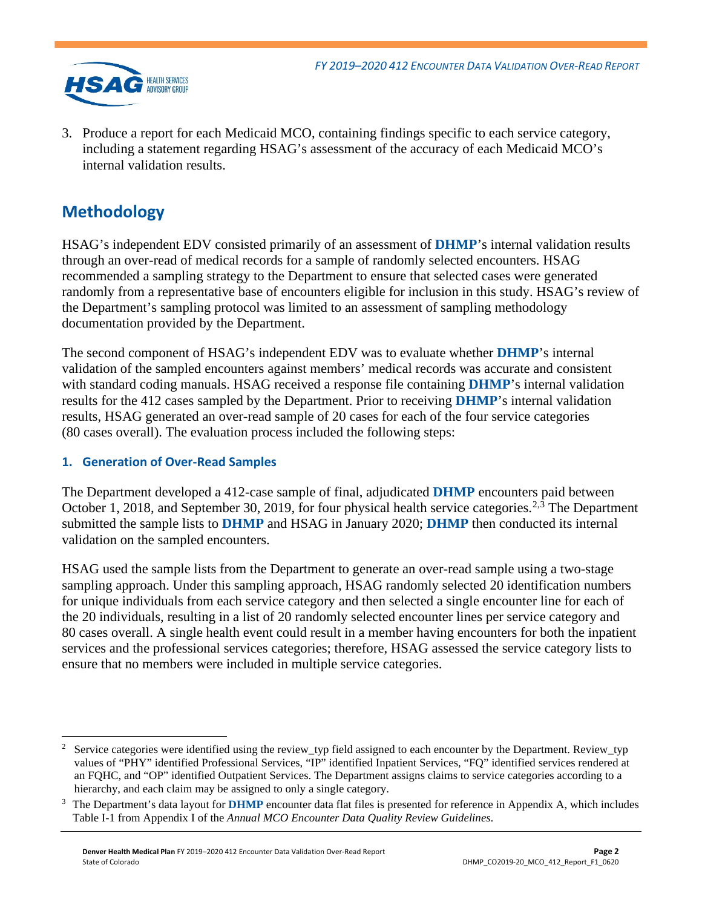3. Produce a report for each Medicaid MCO, containing findings specific to each service category, including a statement regarding HSAG's assessment of the accuracy of each Medicaid MCO's internal validation results.

## Methodology

HSAG's independent EDV consisted primarily of an assessment of **DHMP**'s internal validation results through an over-read of medical records for a sample of randomly selected encounters. HSAG recommended a sampling strategy to the Department to ensure that selected cases were generated randomly from a representative base of encounters eligible for inclusion in this study. HSAG's review of the Department's sampling protocol was limited to an assessment of sampling methodology documentation provided by the Department.

The second component of HSAG's independent EDV was to evaluate whether **DHMP**'s internal validation of the sampled encounters against members' medical records was accurate and consistent with standard coding manuals. HSAG received a response file containing **DHMP**'s internal validation results for the 412 cases sampled by the Department. Prior to receiving **DHMP**'s internal validation results, HSAG generated an over-read sample of 20 cases for each of the four service categories (80 cases overall). The evaluation process included the following steps:

### 1. Generation of Over-Read Samples

The Department developed a 412-case sample of final, adjudicated **DHMP** encounters paid between October 1, 2018, and September 30, 2019, for four physical health service categories.[2,3] The Department submitted the sample lists to **DHMP** and HSAG in January 2020; **DHMP** then conducted its internal validation on the sampled encounters.

HSAG used the sample lists from the Department to generate an over-read sample using a two-stage sampling approach. Under this sampling approach, HSAG randomly selected 20 identification numbers for unique individuals from each service category and then selected a single encounter line for each of the 20 individuals, resulting in a list of 20 randomly selected encounter lines per service category and 80 cases overall. A single health event could result in a member having encounters for both the inpatient services and the professional services categories; therefore, HSAG assessed the service category lists to ensure that no members were included in multiple service categories.

---

[2] Service categories were identified using the review_typ field assigned to each encounter by the Department. Review_typ values of "PHY" identified Professional Services, "IP" identified Inpatient Services, "FQ" identified services rendered at an FQHC, and "OP" identified Outpatient Services. The Department assigns claims to service categories according to a hierarchy, and each claim may be assigned to only a single category.

[3] The Department's data layout for **DHMP** encounter data flat files is presented for reference in Appendix A, which includes Table I-1 from Appendix I of the *Annual MCO Encounter Data Quality Review Guidelines*.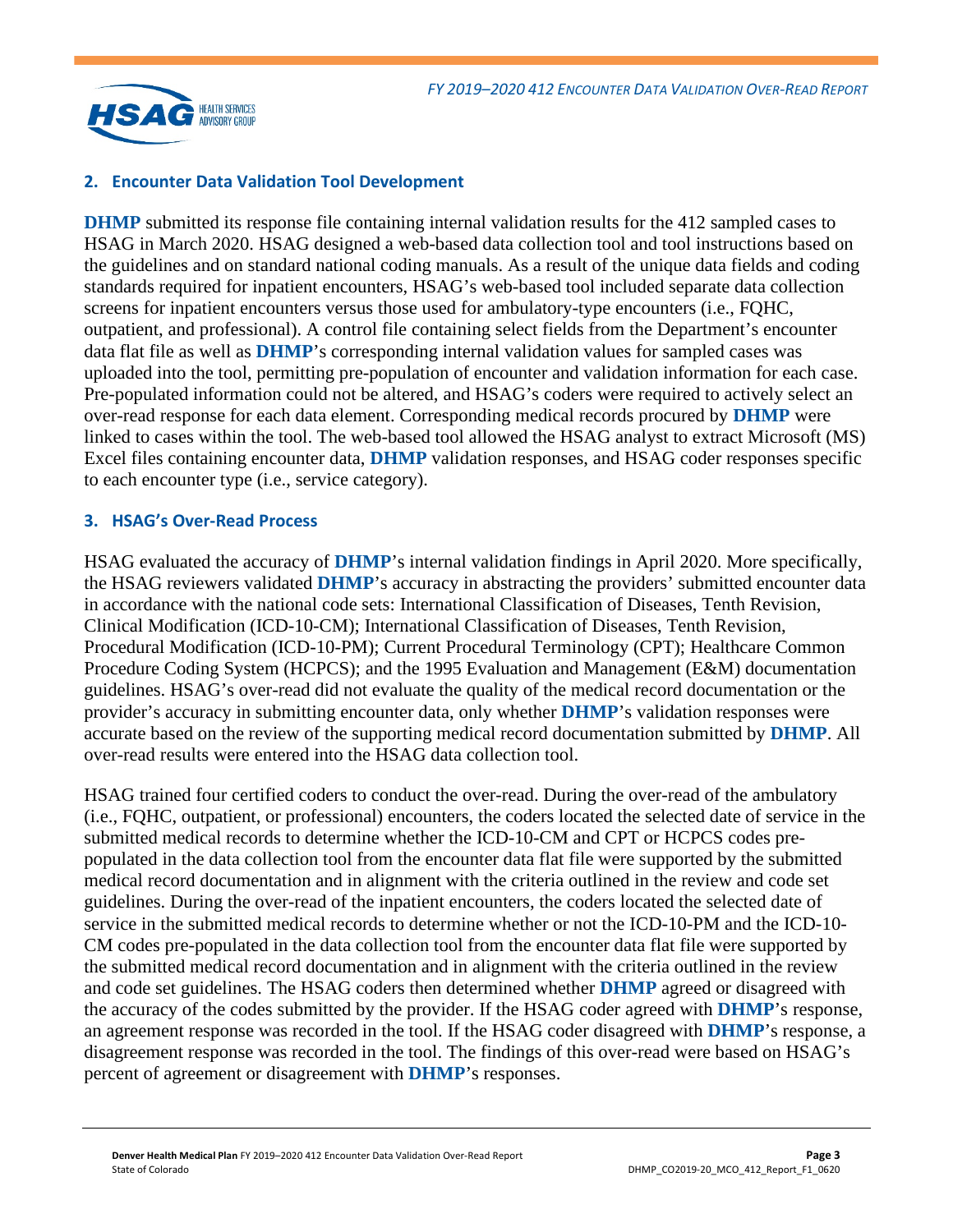### 2. Encounter Data Validation Tool Development

**DHMP** submitted its response file containing internal validation results for the 412 sampled cases to HSAG in March 2020. HSAG designed a web-based data collection tool and tool instructions based on the guidelines and on standard national coding manuals. As a result of the unique data fields and coding standards required for inpatient encounters, HSAG's web-based tool included separate data collection screens for inpatient encounters versus those used for ambulatory-type encounters (i.e., FQHC, outpatient, and professional). A control file containing select fields from the Department's encounter data flat file as well as **DHMP**'s corresponding internal validation values for sampled cases was uploaded into the tool, permitting pre-population of encounter and validation information for each case. Pre-populated information could not be altered, and HSAG's coders were required to actively select an over-read response for each data element. Corresponding medical records procured by **DHMP** were linked to cases within the tool. The web-based tool allowed the HSAG analyst to extract Microsoft (MS) Excel files containing encounter data, **DHMP** validation responses, and HSAG coder responses specific to each encounter type (i.e., service category).

### 3. HSAG's Over-Read Process

HSAG evaluated the accuracy of **DHMP**'s internal validation findings in April 2020. More specifically, the HSAG reviewers validated **DHMP**'s accuracy in abstracting the providers' submitted encounter data in accordance with the national code sets: International Classification of Diseases, Tenth Revision, Clinical Modification (ICD-10-CM); International Classification of Diseases, Tenth Revision, Procedural Modification (ICD-10-PM); Current Procedural Terminology (CPT); Healthcare Common Procedure Coding System (HCPCS); and the 1995 Evaluation and Management (E&M) documentation guidelines. HSAG's over-read did not evaluate the quality of the medical record documentation or the provider's accuracy in submitting encounter data, only whether **DHMP**'s validation responses were accurate based on the review of the supporting medical record documentation submitted by **DHMP**. All over-read results were entered into the HSAG data collection tool.

HSAG trained four certified coders to conduct the over-read. During the over-read of the ambulatory (i.e., FQHC, outpatient, or professional) encounters, the coders located the selected date of service in the submitted medical records to determine whether the ICD-10-CM and CPT or HCPCS codes pre-populated in the data collection tool from the encounter data flat file were supported by the submitted medical record documentation and in alignment with the criteria outlined in the review and code set guidelines. During the over-read of the inpatient encounters, the coders located the selected date of service in the submitted medical records to determine whether or not the ICD-10-PM and the ICD-10-CM codes pre-populated in the data collection tool from the encounter data flat file were supported by the submitted medical record documentation and in alignment with the criteria outlined in the review and code set guidelines. The HSAG coders then determined whether **DHMP** agreed or disagreed with the accuracy of the codes submitted by the provider. If the HSAG coder agreed with **DHMP**'s response, an agreement response was recorded in the tool. If the HSAG coder disagreed with **DHMP**'s response, a disagreement response was recorded in the tool. The findings of this over-read were based on HSAG's percent of agreement or disagreement with **DHMP**'s responses.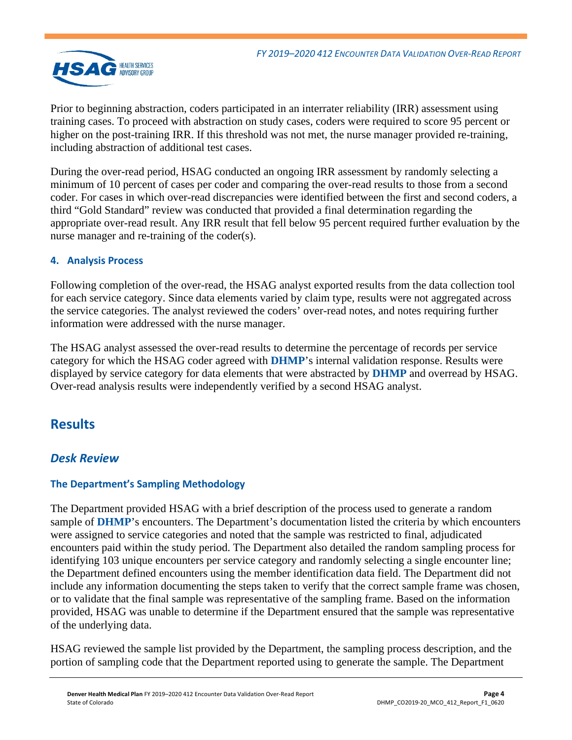Prior to beginning abstraction, coders participated in an interrater reliability (IRR) assessment using training cases. To proceed with abstraction on study cases, coders were required to score 95 percent or higher on the post-training IRR. If this threshold was not met, the nurse manager provided re-training, including abstraction of additional test cases.

During the over-read period, HSAG conducted an ongoing IRR assessment by randomly selecting a minimum of 10 percent of cases per coder and comparing the over-read results to those from a second coder. For cases in which over-read discrepancies were identified between the first and second coders, a third "Gold Standard" review was conducted that provided a final determination regarding the appropriate over-read result. Any IRR result that fell below 95 percent required further evaluation by the nurse manager and re-training of the coder(s).

#### 4. Analysis Process

Following completion of the over-read, the HSAG analyst exported results from the data collection tool for each service category. Since data elements varied by claim type, results were not aggregated across the service categories. The analyst reviewed the coders' over-read notes, and notes requiring further information were addressed with the nurse manager.

The HSAG analyst assessed the over-read results to determine the percentage of records per service category for which the HSAG coder agreed with **DHMP**'s internal validation response. Results were displayed by service category for data elements that were abstracted by **DHMP** and overread by HSAG. Over-read analysis results were independently verified by a second HSAG analyst.

# Results

## *Desk Review*

### The Department's Sampling Methodology

The Department provided HSAG with a brief description of the process used to generate a random sample of **DHMP**'s encounters. The Department's documentation listed the criteria by which encounters were assigned to service categories and noted that the sample was restricted to final, adjudicated encounters paid within the study period. The Department also detailed the random sampling process for identifying 103 unique encounters per service category and randomly selecting a single encounter line; the Department defined encounters using the member identification data field. The Department did not include any information documenting the steps taken to verify that the correct sample frame was chosen, or to validate that the final sample was representative of the sampling frame. Based on the information provided, HSAG was unable to determine if the Department ensured that the sample was representative of the underlying data.

HSAG reviewed the sample list provided by the Department, the sampling process description, and the portion of sampling code that the Department reported using to generate the sample. The Department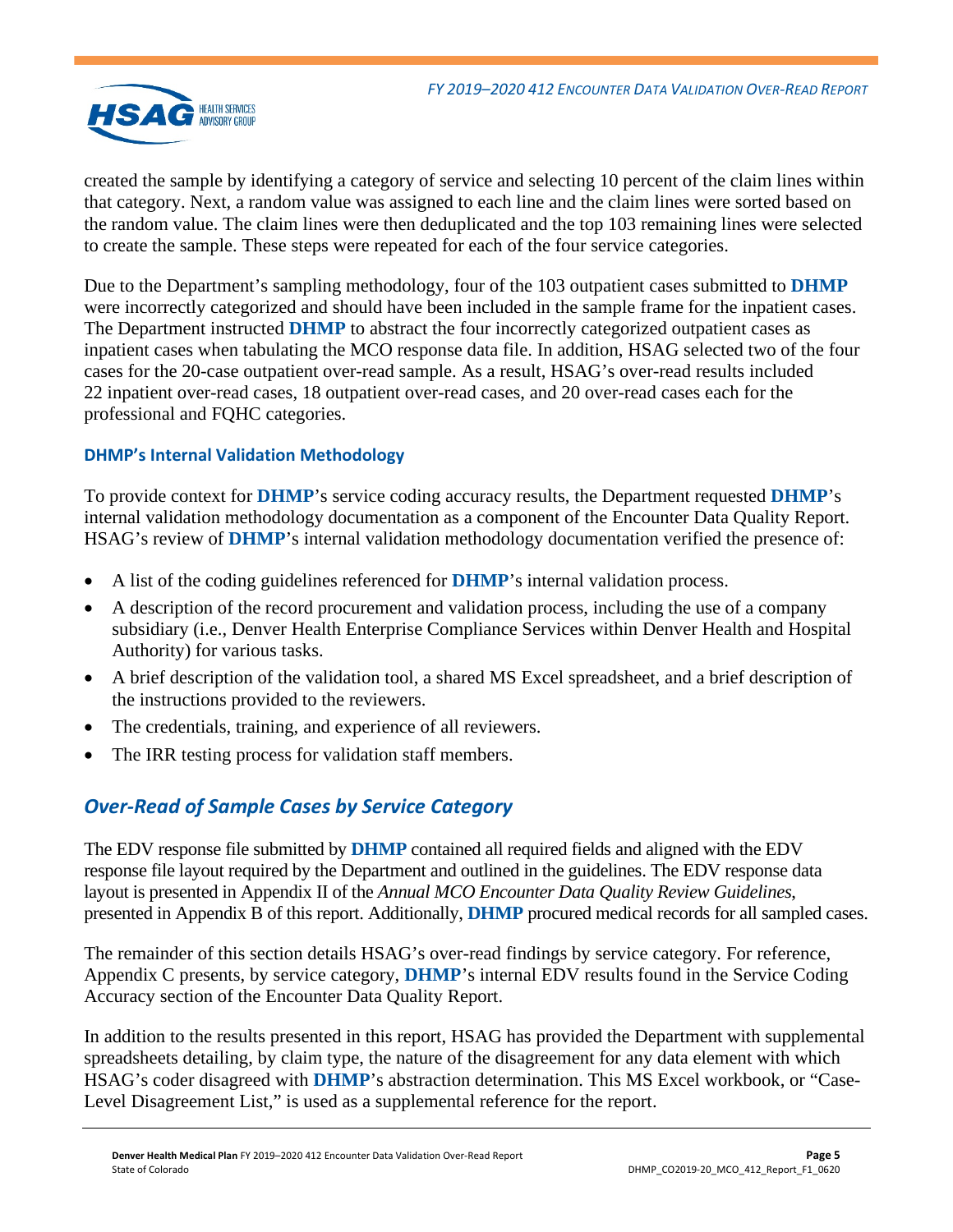created the sample by identifying a category of service and selecting 10 percent of the claim lines within that category. Next, a random value was assigned to each line and the claim lines were sorted based on the random value. The claim lines were then deduplicated and the top 103 remaining lines were selected to create the sample. These steps were repeated for each of the four service categories.

Due to the Department's sampling methodology, four of the 103 outpatient cases submitted to **DHMP** were incorrectly categorized and should have been included in the sample frame for the inpatient cases. The Department instructed **DHMP** to abstract the four incorrectly categorized outpatient cases as inpatient cases when tabulating the MCO response data file. In addition, HSAG selected two of the four cases for the 20-case outpatient over-read sample. As a result, HSAG's over-read results included 22 inpatient over-read cases, 18 outpatient over-read cases, and 20 over-read cases each for the professional and FQHC categories.

### DHMP's Internal Validation Methodology

To provide context for **DHMP**'s service coding accuracy results, the Department requested **DHMP**'s internal validation methodology documentation as a component of the Encounter Data Quality Report. HSAG's review of **DHMP**'s internal validation methodology documentation verified the presence of:

- A list of the coding guidelines referenced for **DHMP**'s internal validation process.
- A description of the record procurement and validation process, including the use of a company subsidiary (i.e., Denver Health Enterprise Compliance Services within Denver Health and Hospital Authority) for various tasks.
- A brief description of the validation tool, a shared MS Excel spreadsheet, and a brief description of the instructions provided to the reviewers.
- The credentials, training, and experience of all reviewers.
- The IRR testing process for validation staff members.

## *Over-Read of Sample Cases by Service Category*

The EDV response file submitted by **DHMP** contained all required fields and aligned with the EDV response file layout required by the Department and outlined in the guidelines. The EDV response data layout is presented in Appendix II of the *Annual MCO Encounter Data Quality Review Guidelines*, presented in Appendix B of this report. Additionally, **DHMP** procured medical records for all sampled cases.

The remainder of this section details HSAG's over-read findings by service category. For reference, Appendix C presents, by service category, **DHMP**'s internal EDV results found in the Service Coding Accuracy section of the Encounter Data Quality Report.

In addition to the results presented in this report, HSAG has provided the Department with supplemental spreadsheets detailing, by claim type, the nature of the disagreement for any data element with which HSAG's coder disagreed with **DHMP**'s abstraction determination. This MS Excel workbook, or "Case-Level Disagreement List," is used as a supplemental reference for the report.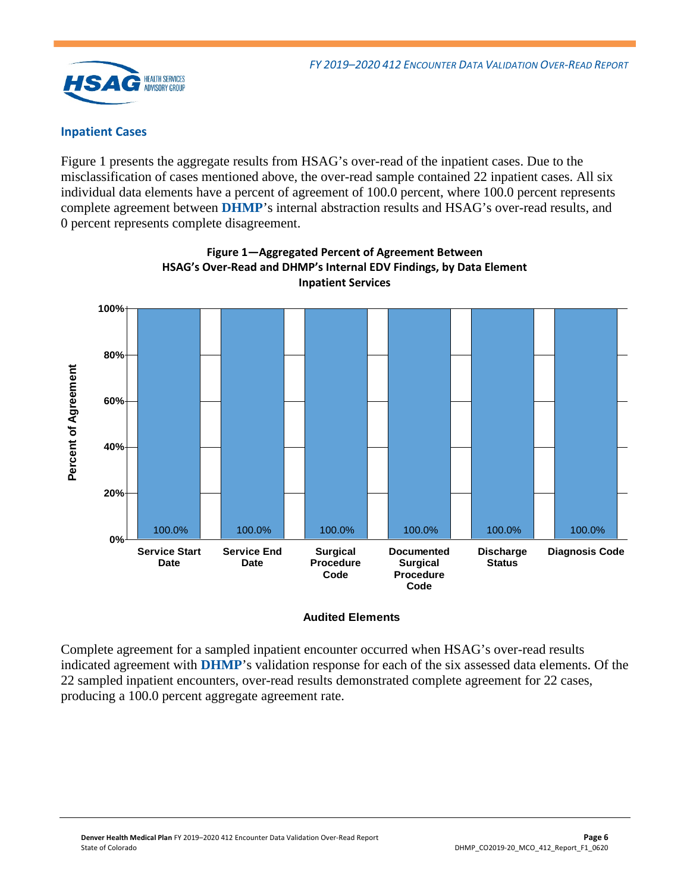### Inpatient Cases

Figure 1 presents the aggregate results from HSAG's over-read of the inpatient cases. Due to the misclassification of cases mentioned above, the over-read sample contained 22 inpatient cases. All six individual data elements have a percent of agreement of 100.0 percent, where 100.0 percent represents complete agreement between **DHMP**'s internal abstraction results and HSAG's over-read results, and 0 percent represents complete disagreement.

**Figure 1—Aggregated Percent of Agreement Between HSAG's Over-Read and DHMP's Internal EDV Findings, by Data Element Inpatient Services**

| Audited Elements | Percent of Agreement |
| --- | --- |
| Service Start Date | 100.0% |
| Service End Date | 100.0% |
| Surgical Procedure Code | 100.0% |
| Documented Surgical Procedure Code | 100.0% |
| Discharge Status | 100.0% |
| Diagnosis Code | 100.0% |

Complete agreement for a sampled inpatient encounter occurred when HSAG's over-read results indicated agreement with **DHMP**'s validation response for each of the six assessed data elements. Of the 22 sampled inpatient encounters, over-read results demonstrated complete agreement for 22 cases, producing a 100.0 percent aggregate agreement rate.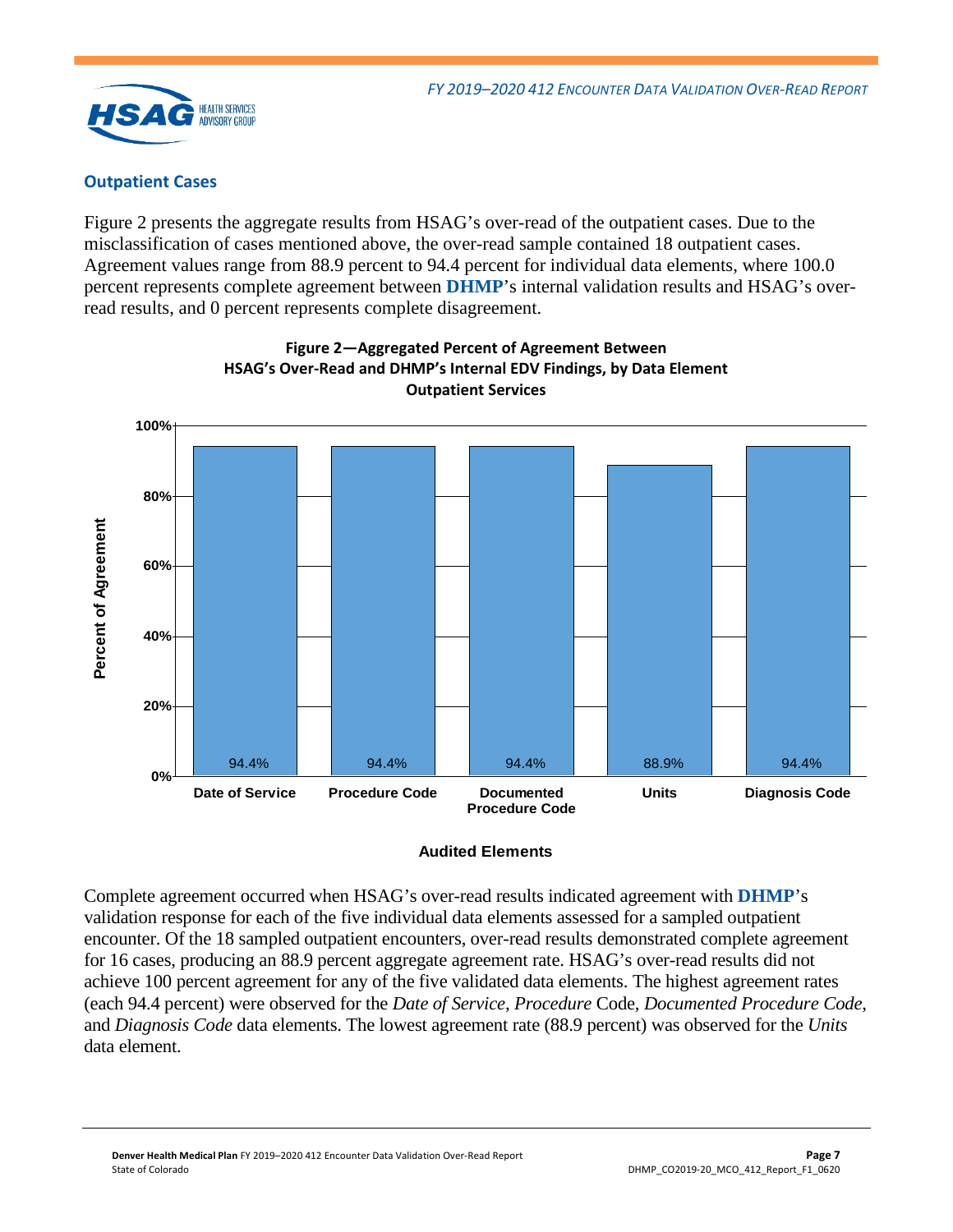### Outpatient Cases

Figure 2 presents the aggregate results from HSAG's over-read of the outpatient cases. Due to the misclassification of cases mentioned above, the over-read sample contained 18 outpatient cases. Agreement values range from 88.9 percent to 94.4 percent for individual data elements, where 100.0 percent represents complete agreement between **DHMP**'s internal validation results and HSAG's over-read results, and 0 percent represents complete disagreement.

**Figure 2—Aggregated Percent of Agreement Between HSAG's Over-Read and DHMP's Internal EDV Findings, by Data Element Outpatient Services**

| Audited Elements | Percent of Agreement |
| --- | --- |
| Date of Service | 94.4% |
| Procedure Code | 94.4% |
| Documented Procedure Code | 94.4% |
| Units | 88.9% |
| Diagnosis Code | 94.4% |

Complete agreement occurred when HSAG's over-read results indicated agreement with **DHMP**'s validation response for each of the five individual data elements assessed for a sampled outpatient encounter. Of the 18 sampled outpatient encounters, over-read results demonstrated complete agreement for 16 cases, producing an 88.9 percent aggregate agreement rate. HSAG's over-read results did not achieve 100 percent agreement for any of the five validated data elements. The highest agreement rates (each 94.4 percent) were observed for the *Date of Service*, *Procedure* Code, *Documented Procedure Code*, and *Diagnosis Code* data elements. The lowest agreement rate (88.9 percent) was observed for the *Units* data element.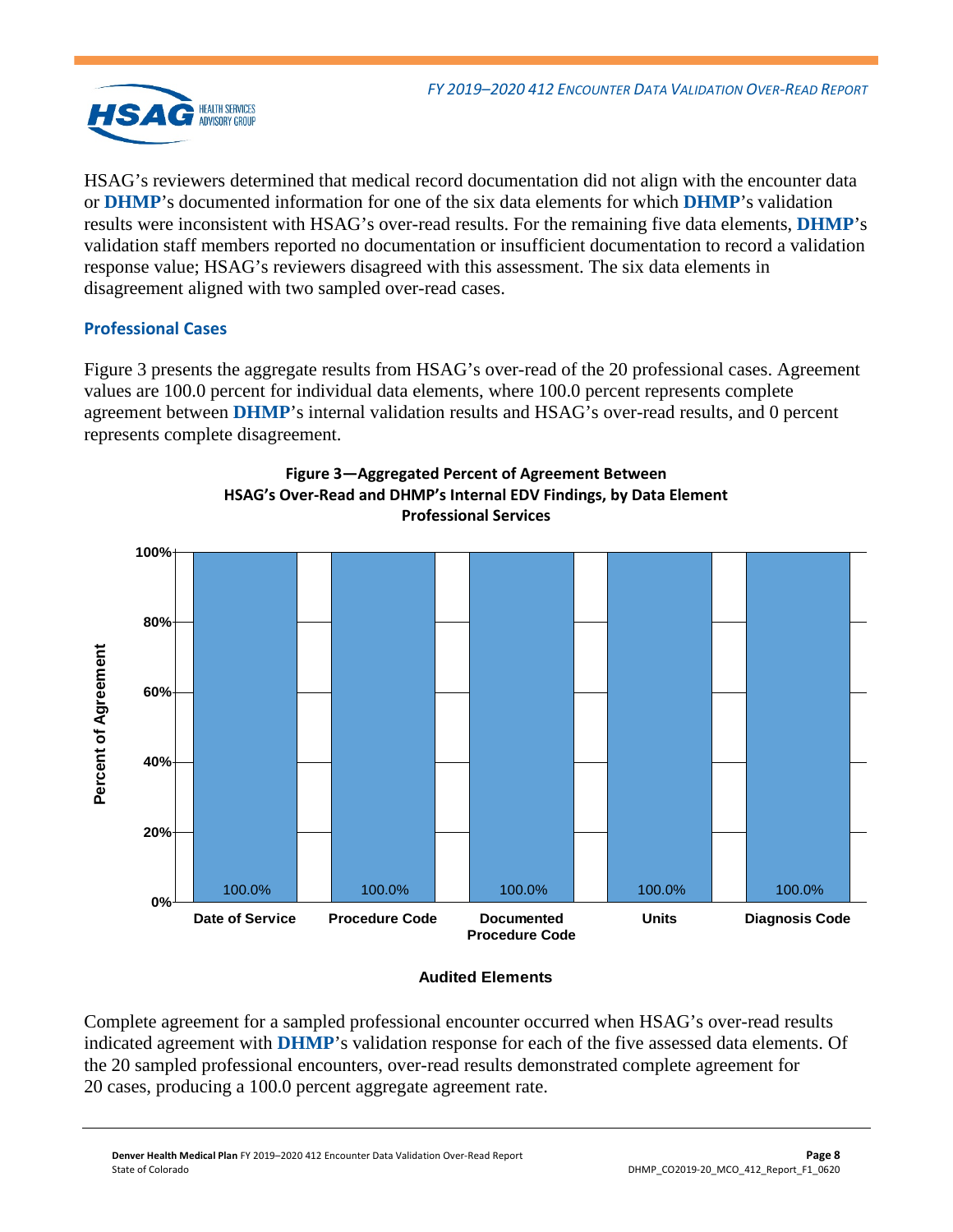HSAG's reviewers determined that medical record documentation did not align with the encounter data or **DHMP**'s documented information for one of the six data elements for which **DHMP**'s validation results were inconsistent with HSAG's over-read results. For the remaining five data elements, **DHMP**'s validation staff members reported no documentation or insufficient documentation to record a validation response value; HSAG's reviewers disagreed with this assessment. The six data elements in disagreement aligned with two sampled over-read cases.

### Professional Cases

Figure 3 presents the aggregate results from HSAG's over-read of the 20 professional cases. Agreement values are 100.0 percent for individual data elements, where 100.0 percent represents complete agreement between **DHMP**'s internal validation results and HSAG's over-read results, and 0 percent represents complete disagreement.

**Figure 3—Aggregated Percent of Agreement Between HSAG's Over-Read and DHMP's Internal EDV Findings, by Data Element Professional Services**

| Audited Elements | Percent of Agreement |
|---|---|
| Date of Service | 100.0% |
| Procedure Code | 100.0% |
| Documented Procedure Code | 100.0% |
| Units | 100.0% |
| Diagnosis Code | 100.0% |

Complete agreement for a sampled professional encounter occurred when HSAG's over-read results indicated agreement with **DHMP**'s validation response for each of the five assessed data elements. Of the 20 sampled professional encounters, over-read results demonstrated complete agreement for 20 cases, producing a 100.0 percent aggregate agreement rate.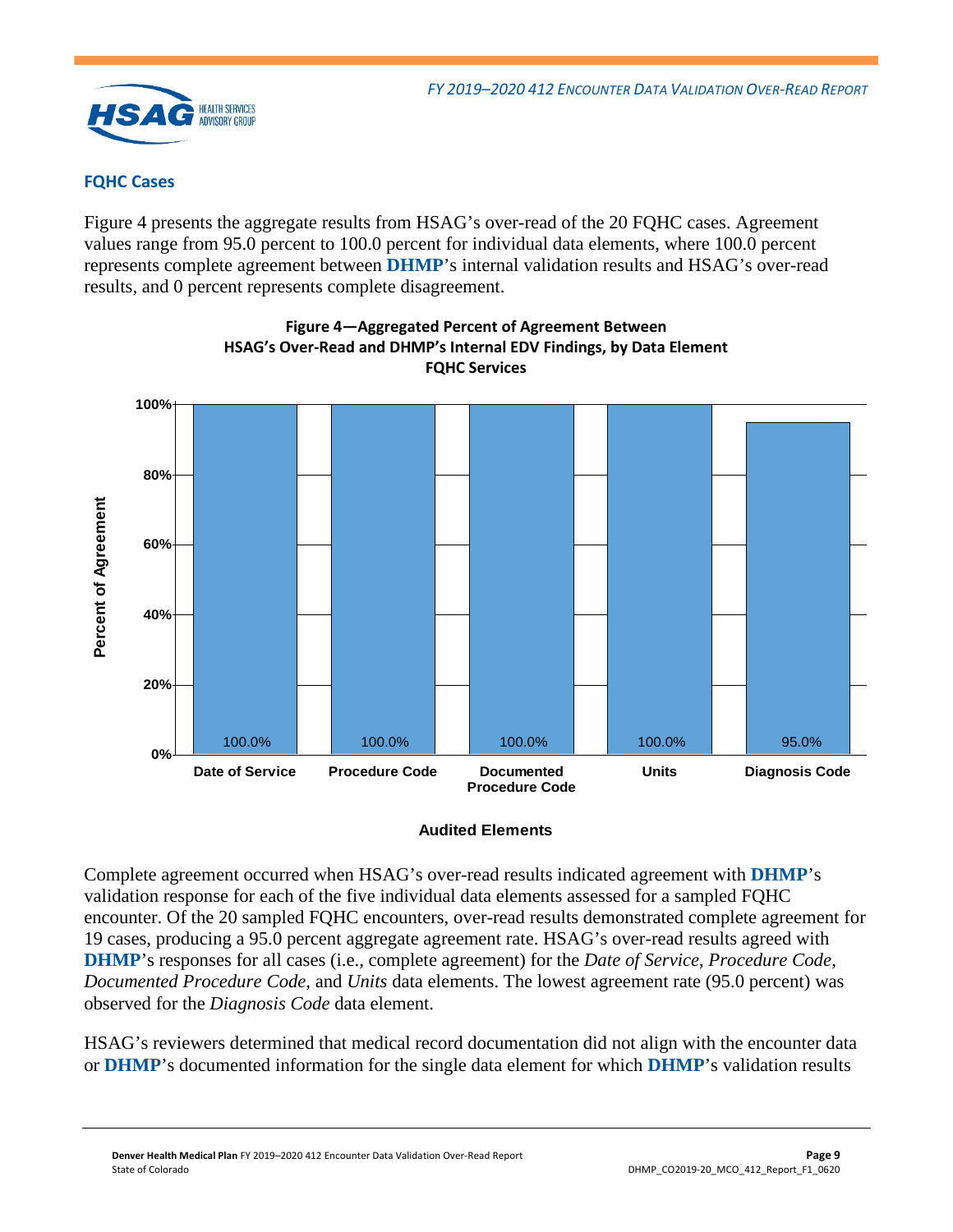### FQHC Cases

Figure 4 presents the aggregate results from HSAG's over-read of the 20 FQHC cases. Agreement values range from 95.0 percent to 100.0 percent for individual data elements, where 100.0 percent represents complete agreement between **DHMP**'s internal validation results and HSAG's over-read results, and 0 percent represents complete disagreement.

**Figure 4—Aggregated Percent of Agreement Between HSAG's Over-Read and DHMP's Internal EDV Findings, by Data Element FQHC Services**

| Audited Elements | Percent of Agreement |
|---|---|
| Date of Service | 100.0% |
| Procedure Code | 100.0% |
| Documented Procedure Code | 100.0% |
| Units | 100.0% |
| Diagnosis Code | 95.0% |

Complete agreement occurred when HSAG's over-read results indicated agreement with **DHMP**'s validation response for each of the five individual data elements assessed for a sampled FQHC encounter. Of the 20 sampled FQHC encounters, over-read results demonstrated complete agreement for 19 cases, producing a 95.0 percent aggregate agreement rate. HSAG's over-read results agreed with **DHMP**'s responses for all cases (i.e., complete agreement) for the *Date of Service*, *Procedure Code*, *Documented Procedure Code*, and *Units* data elements. The lowest agreement rate (95.0 percent) was observed for the *Diagnosis Code* data element.

HSAG's reviewers determined that medical record documentation did not align with the encounter data or **DHMP**'s documented information for the single data element for which **DHMP**'s validation results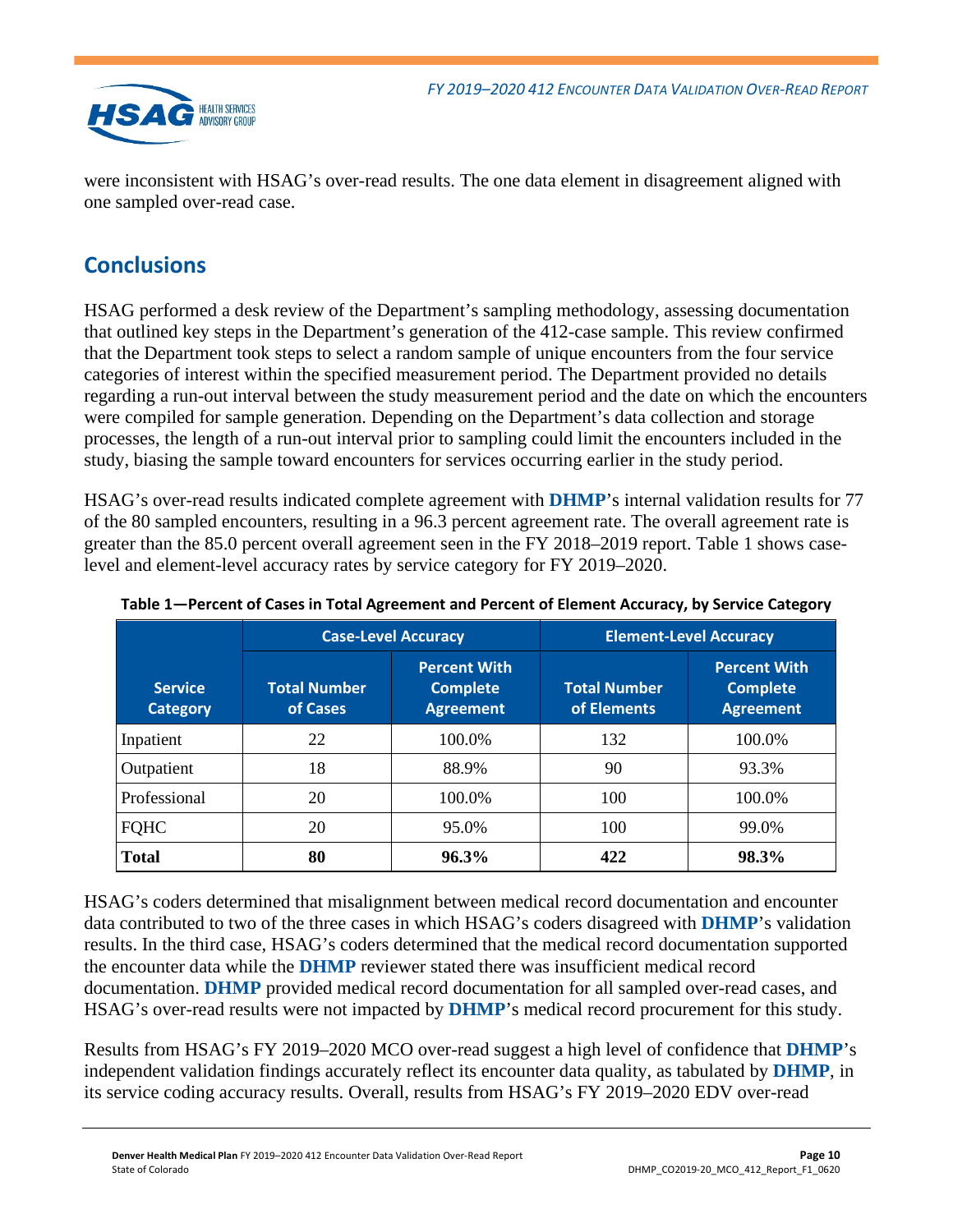were inconsistent with HSAG's over-read results. The one data element in disagreement aligned with one sampled over-read case.

## Conclusions

HSAG performed a desk review of the Department's sampling methodology, assessing documentation that outlined key steps in the Department's generation of the 412-case sample. This review confirmed that the Department took steps to select a random sample of unique encounters from the four service categories of interest within the specified measurement period. The Department provided no details regarding a run-out interval between the study measurement period and the date on which the encounters were compiled for sample generation. Depending on the Department's data collection and storage processes, the length of a run-out interval prior to sampling could limit the encounters included in the study, biasing the sample toward encounters for services occurring earlier in the study period.

HSAG's over-read results indicated complete agreement with **DHMP**'s internal validation results for 77 of the 80 sampled encounters, resulting in a 96.3 percent agreement rate. The overall agreement rate is greater than the 85.0 percent overall agreement seen in the FY 2018–2019 report. Table 1 shows case-level and element-level accuracy rates by service category for FY 2019–2020.

**Table 1—Percent of Cases in Total Agreement and Percent of Element Accuracy, by Service Category**

| Service Category | Case-Level Accuracy | | Element-Level Accuracy | |
|---|---|---|---|---|
| | Total Number of Cases | Percent With Complete Agreement | Total Number of Elements | Percent With Complete Agreement |
| Inpatient | 22 | 100.0% | 132 | 100.0% |
| Outpatient | 18 | 88.9% | 90 | 93.3% |
| Professional | 20 | 100.0% | 100 | 100.0% |
| FQHC | 20 | 95.0% | 100 | 99.0% |
| **Total** | **80** | **96.3%** | **422** | **98.3%** |

HSAG's coders determined that misalignment between medical record documentation and encounter data contributed to two of the three cases in which HSAG's coders disagreed with **DHMP**'s validation results. In the third case, HSAG's coders determined that the medical record documentation supported the encounter data while the **DHMP** reviewer stated there was insufficient medical record documentation. **DHMP** provided medical record documentation for all sampled over-read cases, and HSAG's over-read results were not impacted by **DHMP**'s medical record procurement for this study.

Results from HSAG's FY 2019–2020 MCO over-read suggest a high level of confidence that **DHMP**'s independent validation findings accurately reflect its encounter data quality, as tabulated by **DHMP**, in its service coding accuracy results. Overall, results from HSAG's FY 2019–2020 EDV over-read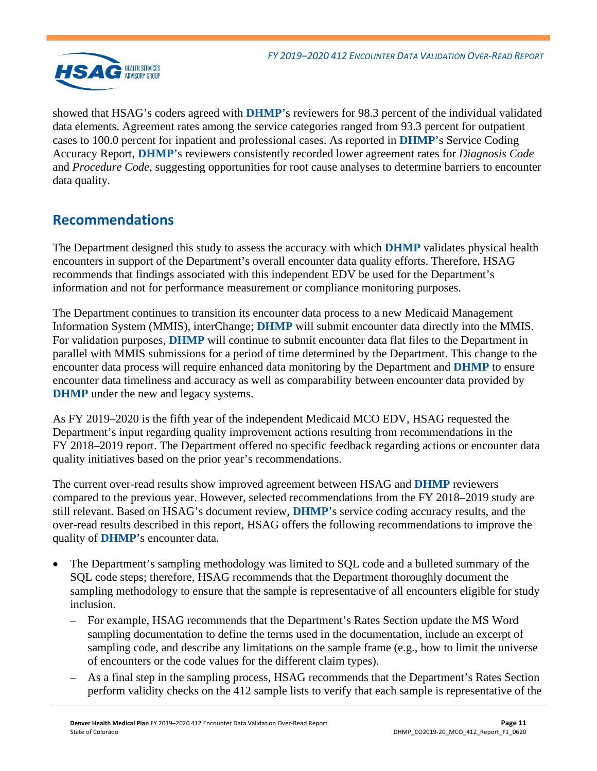showed that HSAG's coders agreed with **DHMP**'s reviewers for 98.3 percent of the individual validated data elements. Agreement rates among the service categories ranged from 93.3 percent for outpatient cases to 100.0 percent for inpatient and professional cases. As reported in **DHMP**'s Service Coding Accuracy Report, **DHMP**'s reviewers consistently recorded lower agreement rates for *Diagnosis Code* and *Procedure Code*, suggesting opportunities for root cause analyses to determine barriers to encounter data quality.

## Recommendations

The Department designed this study to assess the accuracy with which **DHMP** validates physical health encounters in support of the Department's overall encounter data quality efforts. Therefore, HSAG recommends that findings associated with this independent EDV be used for the Department's information and not for performance measurement or compliance monitoring purposes.

The Department continues to transition its encounter data process to a new Medicaid Management Information System (MMIS), interChange; **DHMP** will submit encounter data directly into the MMIS. For validation purposes, **DHMP** will continue to submit encounter data flat files to the Department in parallel with MMIS submissions for a period of time determined by the Department. This change to the encounter data process will require enhanced data monitoring by the Department and **DHMP** to ensure encounter data timeliness and accuracy as well as comparability between encounter data provided by **DHMP** under the new and legacy systems.

As FY 2019–2020 is the fifth year of the independent Medicaid MCO EDV, HSAG requested the Department's input regarding quality improvement actions resulting from recommendations in the FY 2018–2019 report. The Department offered no specific feedback regarding actions or encounter data quality initiatives based on the prior year's recommendations.

The current over-read results show improved agreement between HSAG and **DHMP** reviewers compared to the previous year. However, selected recommendations from the FY 2018–2019 study are still relevant. Based on HSAG's document review, **DHMP**'s service coding accuracy results, and the over-read results described in this report, HSAG offers the following recommendations to improve the quality of **DHMP**'s encounter data.

- The Department's sampling methodology was limited to SQL code and a bulleted summary of the SQL code steps; therefore, HSAG recommends that the Department thoroughly document the sampling methodology to ensure that the sample is representative of all encounters eligible for study inclusion.
  - For example, HSAG recommends that the Department's Rates Section update the MS Word sampling documentation to define the terms used in the documentation, include an excerpt of sampling code, and describe any limitations on the sample frame (e.g., how to limit the universe of encounters or the code values for the different claim types).
  - As a final step in the sampling process, HSAG recommends that the Department's Rates Section perform validity checks on the 412 sample lists to verify that each sample is representative of the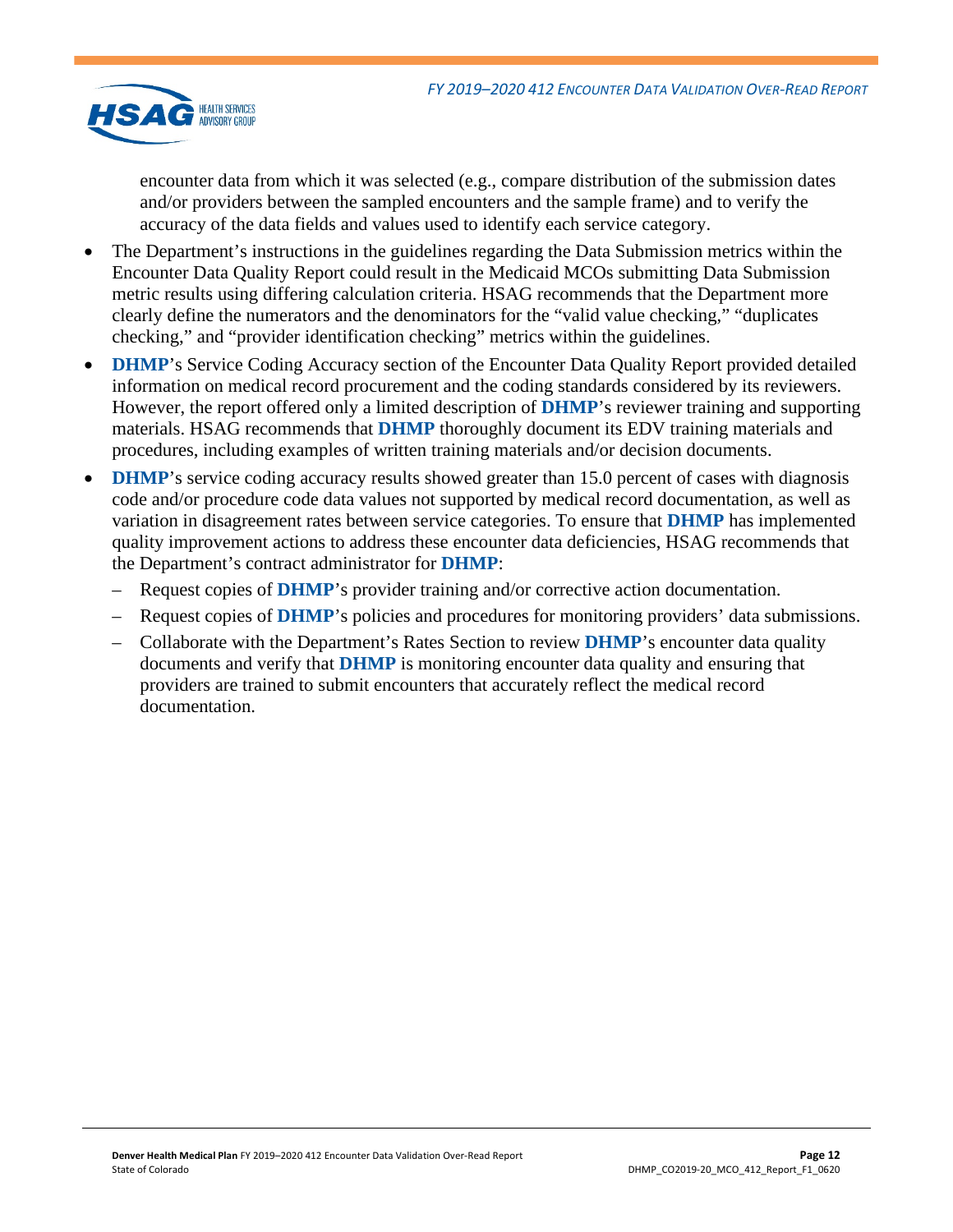encounter data from which it was selected (e.g., compare distribution of the submission dates and/or providers between the sampled encounters and the sample frame) and to verify the accuracy of the data fields and values used to identify each service category.

- The Department's instructions in the guidelines regarding the Data Submission metrics within the Encounter Data Quality Report could result in the Medicaid MCOs submitting Data Submission metric results using differing calculation criteria. HSAG recommends that the Department more clearly define the numerators and the denominators for the "valid value checking," "duplicates checking," and "provider identification checking" metrics within the guidelines.
- **DHMP**'s Service Coding Accuracy section of the Encounter Data Quality Report provided detailed information on medical record procurement and the coding standards considered by its reviewers. However, the report offered only a limited description of **DHMP**'s reviewer training and supporting materials. HSAG recommends that **DHMP** thoroughly document its EDV training materials and procedures, including examples of written training materials and/or decision documents.
- **DHMP**'s service coding accuracy results showed greater than 15.0 percent of cases with diagnosis code and/or procedure code data values not supported by medical record documentation, as well as variation in disagreement rates between service categories. To ensure that **DHMP** has implemented quality improvement actions to address these encounter data deficiencies, HSAG recommends that the Department's contract administrator for **DHMP**:
  - Request copies of **DHMP**'s provider training and/or corrective action documentation.
  - Request copies of **DHMP**'s policies and procedures for monitoring providers' data submissions.
  - Collaborate with the Department's Rates Section to review **DHMP**'s encounter data quality documents and verify that **DHMP** is monitoring encounter data quality and ensuring that providers are trained to submit encounters that accurately reflect the medical record documentation.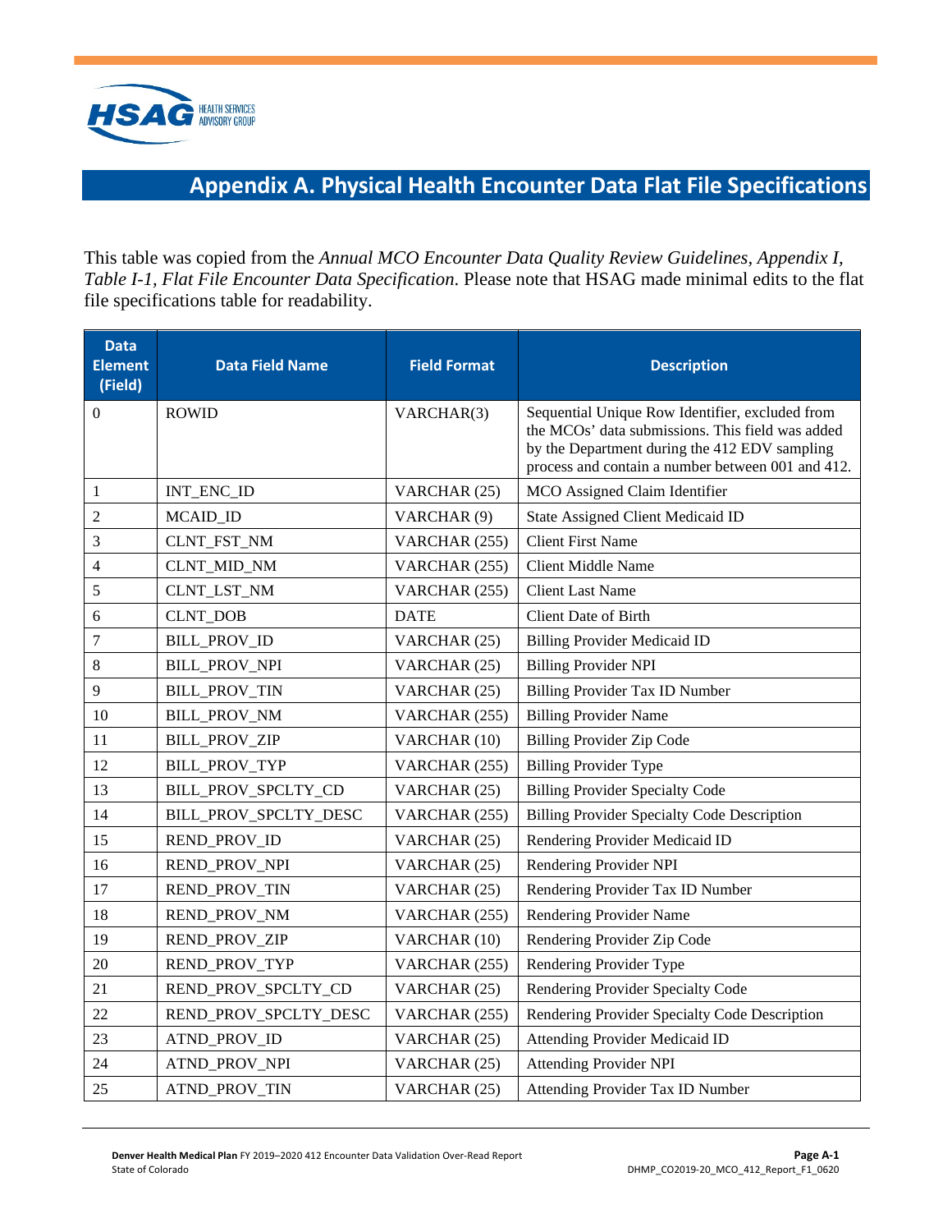# Appendix A. Physical Health Encounter Data Flat File Specifications

This table was copied from the *Annual MCO Encounter Data Quality Review Guidelines*, *Appendix I, Table I-1, Flat File Encounter Data Specification*. Please note that HSAG made minimal edits to the flat file specifications table for readability.

| Data Element (Field) | Data Field Name | Field Format | Description |
|---|---|---|---|
| 0 | ROWID | VARCHAR(3) | Sequential Unique Row Identifier, excluded from the MCOs' data submissions. This field was added by the Department during the 412 EDV sampling process and contain a number between 001 and 412. |
| 1 | INT_ENC_ID | VARCHAR (25) | MCO Assigned Claim Identifier |
| 2 | MCAID_ID | VARCHAR (9) | State Assigned Client Medicaid ID |
| 3 | CLNT_FST_NM | VARCHAR (255) | Client First Name |
| 4 | CLNT_MID_NM | VARCHAR (255) | Client Middle Name |
| 5 | CLNT_LST_NM | VARCHAR (255) | Client Last Name |
| 6 | CLNT_DOB | DATE | Client Date of Birth |
| 7 | BILL_PROV_ID | VARCHAR (25) | Billing Provider Medicaid ID |
| 8 | BILL_PROV_NPI | VARCHAR (25) | Billing Provider NPI |
| 9 | BILL_PROV_TIN | VARCHAR (25) | Billing Provider Tax ID Number |
| 10 | BILL_PROV_NM | VARCHAR (255) | Billing Provider Name |
| 11 | BILL_PROV_ZIP | VARCHAR (10) | Billing Provider Zip Code |
| 12 | BILL_PROV_TYP | VARCHAR (255) | Billing Provider Type |
| 13 | BILL_PROV_SPCLTY_CD | VARCHAR (25) | Billing Provider Specialty Code |
| 14 | BILL_PROV_SPCLTY_DESC | VARCHAR (255) | Billing Provider Specialty Code Description |
| 15 | REND_PROV_ID | VARCHAR (25) | Rendering Provider Medicaid ID |
| 16 | REND_PROV_NPI | VARCHAR (25) | Rendering Provider NPI |
| 17 | REND_PROV_TIN | VARCHAR (25) | Rendering Provider Tax ID Number |
| 18 | REND_PROV_NM | VARCHAR (255) | Rendering Provider Name |
| 19 | REND_PROV_ZIP | VARCHAR (10) | Rendering Provider Zip Code |
| 20 | REND_PROV_TYP | VARCHAR (255) | Rendering Provider Type |
| 21 | REND_PROV_SPCLTY_CD | VARCHAR (25) | Rendering Provider Specialty Code |
| 22 | REND_PROV_SPCLTY_DESC | VARCHAR (255) | Rendering Provider Specialty Code Description |
| 23 | ATND_PROV_ID | VARCHAR (25) | Attending Provider Medicaid ID |
| 24 | ATND_PROV_NPI | VARCHAR (25) | Attending Provider NPI |
| 25 | ATND_PROV_TIN | VARCHAR (25) | Attending Provider Tax ID Number |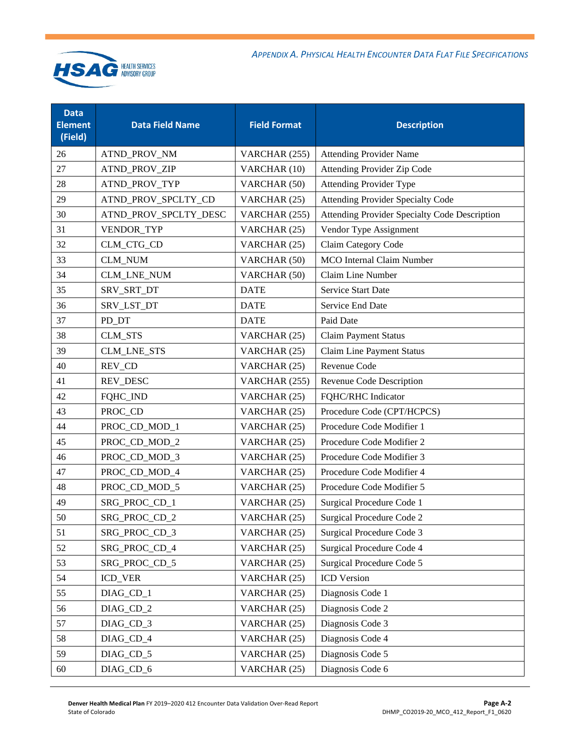| Data Element (Field) | Data Field Name | Field Format | Description |
|---|---|---|---|
| 26 | ATND_PROV_NM | VARCHAR (255) | Attending Provider Name |
| 27 | ATND_PROV_ZIP | VARCHAR (10) | Attending Provider Zip Code |
| 28 | ATND_PROV_TYP | VARCHAR (50) | Attending Provider Type |
| 29 | ATND_PROV_SPCLTY_CD | VARCHAR (25) | Attending Provider Specialty Code |
| 30 | ATND_PROV_SPCLTY_DESC | VARCHAR (255) | Attending Provider Specialty Code Description |
| 31 | VENDOR_TYP | VARCHAR (25) | Vendor Type Assignment |
| 32 | CLM_CTG_CD | VARCHAR (25) | Claim Category Code |
| 33 | CLM_NUM | VARCHAR (50) | MCO Internal Claim Number |
| 34 | CLM_LNE_NUM | VARCHAR (50) | Claim Line Number |
| 35 | SRV_SRT_DT | DATE | Service Start Date |
| 36 | SRV_LST_DT | DATE | Service End Date |
| 37 | PD_DT | DATE | Paid Date |
| 38 | CLM_STS | VARCHAR (25) | Claim Payment Status |
| 39 | CLM_LNE_STS | VARCHAR (25) | Claim Line Payment Status |
| 40 | REV_CD | VARCHAR (25) | Revenue Code |
| 41 | REV_DESC | VARCHAR (255) | Revenue Code Description |
| 42 | FQHC_IND | VARCHAR (25) | FQHC/RHC Indicator |
| 43 | PROC_CD | VARCHAR (25) | Procedure Code (CPT/HCPCS) |
| 44 | PROC_CD_MOD_1 | VARCHAR (25) | Procedure Code Modifier 1 |
| 45 | PROC_CD_MOD_2 | VARCHAR (25) | Procedure Code Modifier 2 |
| 46 | PROC_CD_MOD_3 | VARCHAR (25) | Procedure Code Modifier 3 |
| 47 | PROC_CD_MOD_4 | VARCHAR (25) | Procedure Code Modifier 4 |
| 48 | PROC_CD_MOD_5 | VARCHAR (25) | Procedure Code Modifier 5 |
| 49 | SRG_PROC_CD_1 | VARCHAR (25) | Surgical Procedure Code 1 |
| 50 | SRG_PROC_CD_2 | VARCHAR (25) | Surgical Procedure Code 2 |
| 51 | SRG_PROC_CD_3 | VARCHAR (25) | Surgical Procedure Code 3 |
| 52 | SRG_PROC_CD_4 | VARCHAR (25) | Surgical Procedure Code 4 |
| 53 | SRG_PROC_CD_5 | VARCHAR (25) | Surgical Procedure Code 5 |
| 54 | ICD_VER | VARCHAR (25) | ICD Version |
| 55 | DIAG_CD_1 | VARCHAR (25) | Diagnosis Code 1 |
| 56 | DIAG_CD_2 | VARCHAR (25) | Diagnosis Code 2 |
| 57 | DIAG_CD_3 | VARCHAR (25) | Diagnosis Code 3 |
| 58 | DIAG_CD_4 | VARCHAR (25) | Diagnosis Code 4 |
| 59 | DIAG_CD_5 | VARCHAR (25) | Diagnosis Code 5 |
| 60 | DIAG_CD_6 | VARCHAR (25) | Diagnosis Code 6 |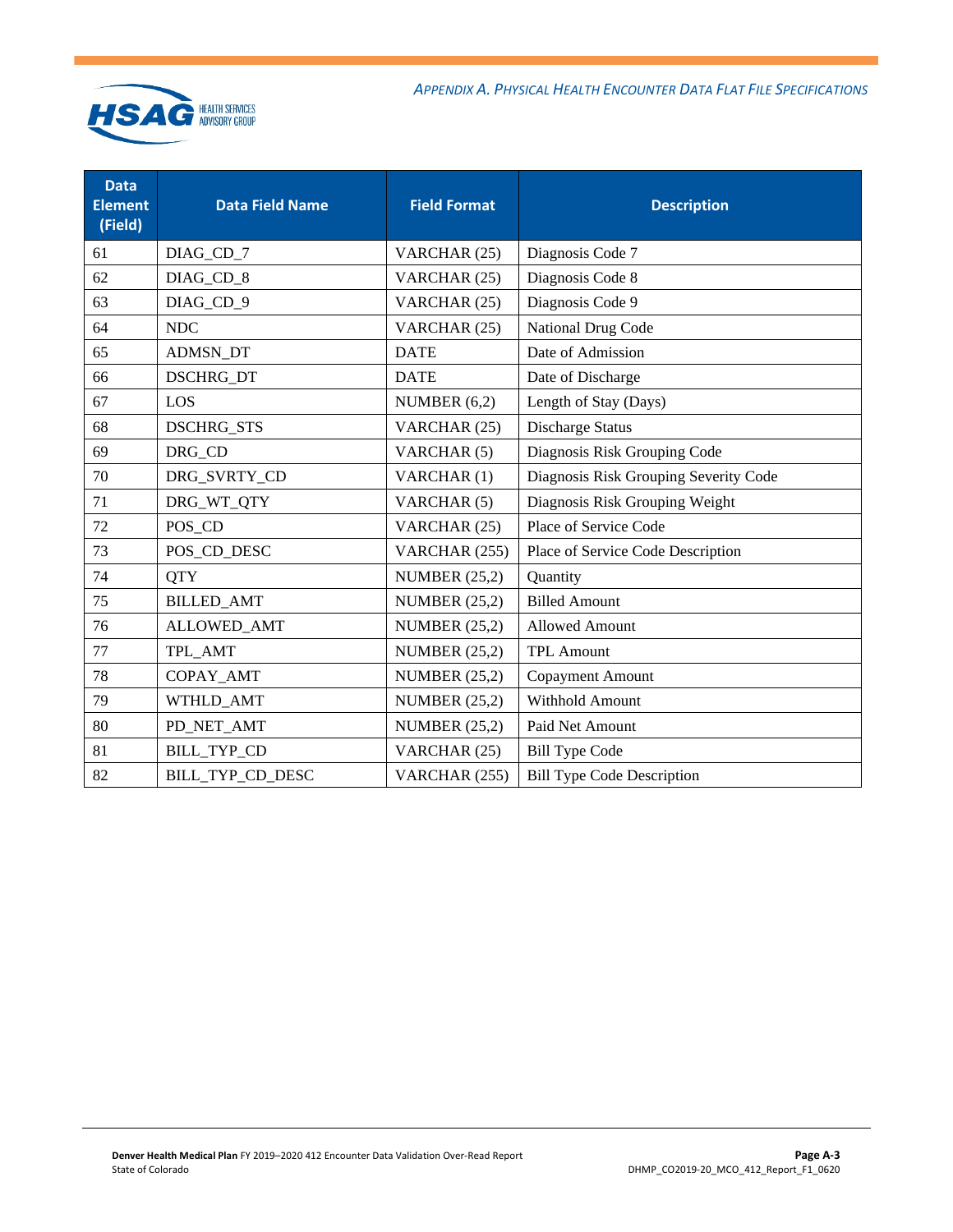| Data Element (Field) | Data Field Name | Field Format | Description |
|---|---|---|---|
| 61 | DIAG_CD_7 | VARCHAR (25) | Diagnosis Code 7 |
| 62 | DIAG_CD_8 | VARCHAR (25) | Diagnosis Code 8 |
| 63 | DIAG_CD_9 | VARCHAR (25) | Diagnosis Code 9 |
| 64 | NDC | VARCHAR (25) | National Drug Code |
| 65 | ADMSN_DT | DATE | Date of Admission |
| 66 | DSCHRG_DT | DATE | Date of Discharge |
| 67 | LOS | NUMBER (6,2) | Length of Stay (Days) |
| 68 | DSCHRG_STS | VARCHAR (25) | Discharge Status |
| 69 | DRG_CD | VARCHAR (5) | Diagnosis Risk Grouping Code |
| 70 | DRG_SVRTY_CD | VARCHAR (1) | Diagnosis Risk Grouping Severity Code |
| 71 | DRG_WT_QTY | VARCHAR (5) | Diagnosis Risk Grouping Weight |
| 72 | POS_CD | VARCHAR (25) | Place of Service Code |
| 73 | POS_CD_DESC | VARCHAR (255) | Place of Service Code Description |
| 74 | QTY | NUMBER (25,2) | Quantity |
| 75 | BILLED_AMT | NUMBER (25,2) | Billed Amount |
| 76 | ALLOWED_AMT | NUMBER (25,2) | Allowed Amount |
| 77 | TPL_AMT | NUMBER (25,2) | TPL Amount |
| 78 | COPAY_AMT | NUMBER (25,2) | Copayment Amount |
| 79 | WTHLD_AMT | NUMBER (25,2) | Withhold Amount |
| 80 | PD_NET_AMT | NUMBER (25,2) | Paid Net Amount |
| 81 | BILL_TYP_CD | VARCHAR (25) | Bill Type Code |
| 82 | BILL_TYP_CD_DESC | VARCHAR (255) | Bill Type Code Description |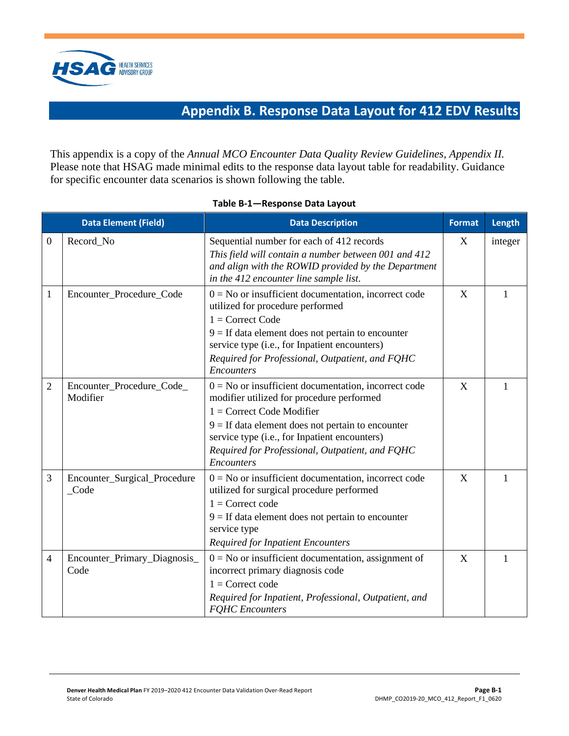# Appendix B. Response Data Layout for 412 EDV Results

This appendix is a copy of the *Annual MCO Encounter Data Quality Review Guidelines, Appendix II.* Please note that HSAG made minimal edits to the response data layout table for readability. Guidance for specific encounter data scenarios is shown following the table.

**Table B-1—Response Data Layout**

| | Data Element (Field) | Data Description | Format | Length |
|---|---|---|---|---|
| 0 | Record_No | Sequential number for each of 412 records<br>*This field will contain a number between 001 and 412 and align with the ROWID provided by the Department in the 412 encounter line sample list.* | X | integer |
| 1 | Encounter_Procedure_Code | 0 = No or insufficient documentation, incorrect code utilized for procedure performed<br>1 = Correct Code<br>9 = If data element does not pertain to encounter service type (i.e., for Inpatient encounters)<br>*Required for Professional, Outpatient, and FQHC Encounters* | X | 1 |
| 2 | Encounter_Procedure_Code_Modifier | 0 = No or insufficient documentation, incorrect code modifier utilized for procedure performed<br>1 = Correct Code Modifier<br>9 = If data element does not pertain to encounter service type (i.e., for Inpatient encounters)<br>*Required for Professional, Outpatient, and FQHC Encounters* | X | 1 |
| 3 | Encounter_Surgical_Procedure_Code | 0 = No or insufficient documentation, incorrect code utilized for surgical procedure performed<br>1 = Correct code<br>9 = If data element does not pertain to encounter service type<br>*Required for Inpatient Encounters* | X | 1 |
| 4 | Encounter_Primary_Diagnosis_Code | 0 = No or insufficient documentation, assignment of incorrect primary diagnosis code<br>1 = Correct code<br>*Required for Inpatient, Professional, Outpatient, and FQHC Encounters* | X | 1 |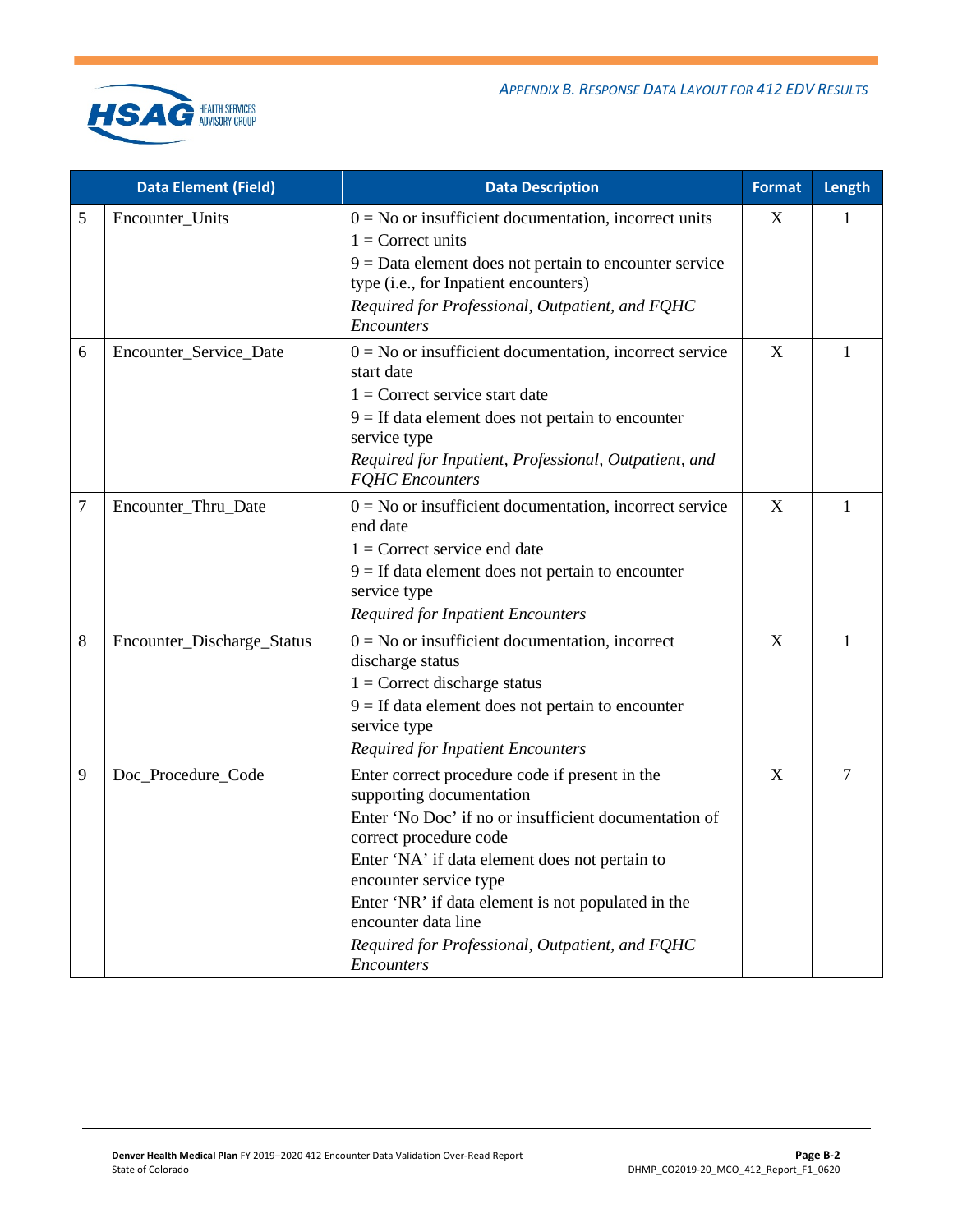| | Data Element (Field) | Data Description | Format | Length |
|---|---|---|---|---|
| 5 | Encounter_Units | 0 = No or insufficient documentation, incorrect units<br>1 = Correct units<br>9 = Data element does not pertain to encounter service type (i.e., for Inpatient encounters)<br>*Required for Professional, Outpatient, and FQHC Encounters* | X | 1 |
| 6 | Encounter_Service_Date | 0 = No or insufficient documentation, incorrect service start date<br>1 = Correct service start date<br>9 = If data element does not pertain to encounter service type<br>*Required for Inpatient, Professional, Outpatient, and FQHC Encounters* | X | 1 |
| 7 | Encounter_Thru_Date | 0 = No or insufficient documentation, incorrect service end date<br>1 = Correct service end date<br>9 = If data element does not pertain to encounter service type<br>*Required for Inpatient Encounters* | X | 1 |
| 8 | Encounter_Discharge_Status | 0 = No or insufficient documentation, incorrect discharge status<br>1 = Correct discharge status<br>9 = If data element does not pertain to encounter service type<br>*Required for Inpatient Encounters* | X | 1 |
| 9 | Doc_Procedure_Code | Enter correct procedure code if present in the supporting documentation<br>Enter 'No Doc' if no or insufficient documentation of correct procedure code<br>Enter 'NA' if data element does not pertain to encounter service type<br>Enter 'NR' if data element is not populated in the encounter data line<br>*Required for Professional, Outpatient, and FQHC Encounters* | X | 7 |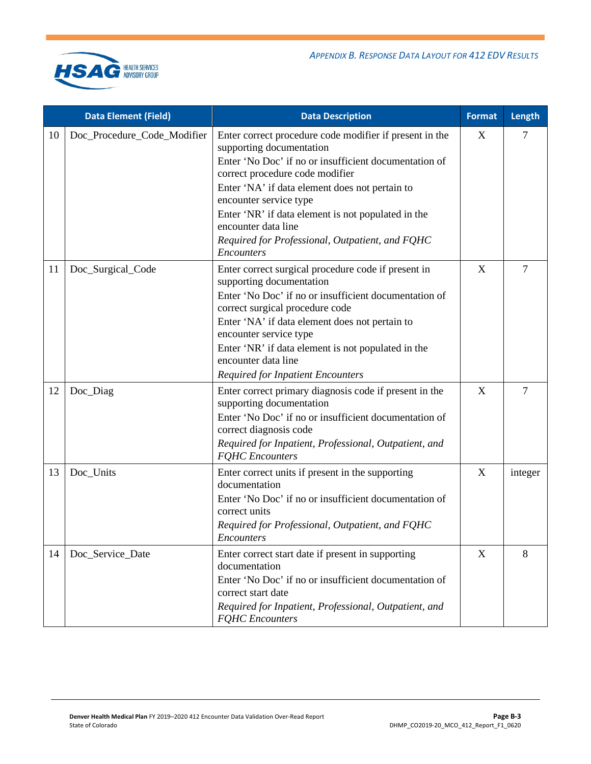| | Data Element (Field) | Data Description | Format | Length |
|---|---|---|---|---|
| 10 | Doc_Procedure_Code_Modifier | Enter correct procedure code modifier if present in the supporting documentation<br>Enter 'No Doc' if no or insufficient documentation of correct procedure code modifier<br>Enter 'NA' if data element does not pertain to encounter service type<br>Enter 'NR' if data element is not populated in the encounter data line<br>*Required for Professional, Outpatient, and FQHC Encounters* | X | 7 |
| 11 | Doc_Surgical_Code | Enter correct surgical procedure code if present in supporting documentation<br>Enter 'No Doc' if no or insufficient documentation of correct surgical procedure code<br>Enter 'NA' if data element does not pertain to encounter service type<br>Enter 'NR' if data element is not populated in the encounter data line<br>*Required for Inpatient Encounters* | X | 7 |
| 12 | Doc_Diag | Enter correct primary diagnosis code if present in the supporting documentation<br>Enter 'No Doc' if no or insufficient documentation of correct diagnosis code<br>*Required for Inpatient, Professional, Outpatient, and FQHC Encounters* | X | 7 |
| 13 | Doc_Units | Enter correct units if present in the supporting documentation<br>Enter 'No Doc' if no or insufficient documentation of correct units<br>*Required for Professional, Outpatient, and FQHC Encounters* | X | integer |
| 14 | Doc_Service_Date | Enter correct start date if present in supporting documentation<br>Enter 'No Doc' if no or insufficient documentation of correct start date<br>*Required for Inpatient, Professional, Outpatient, and FQHC Encounters* | X | 8 |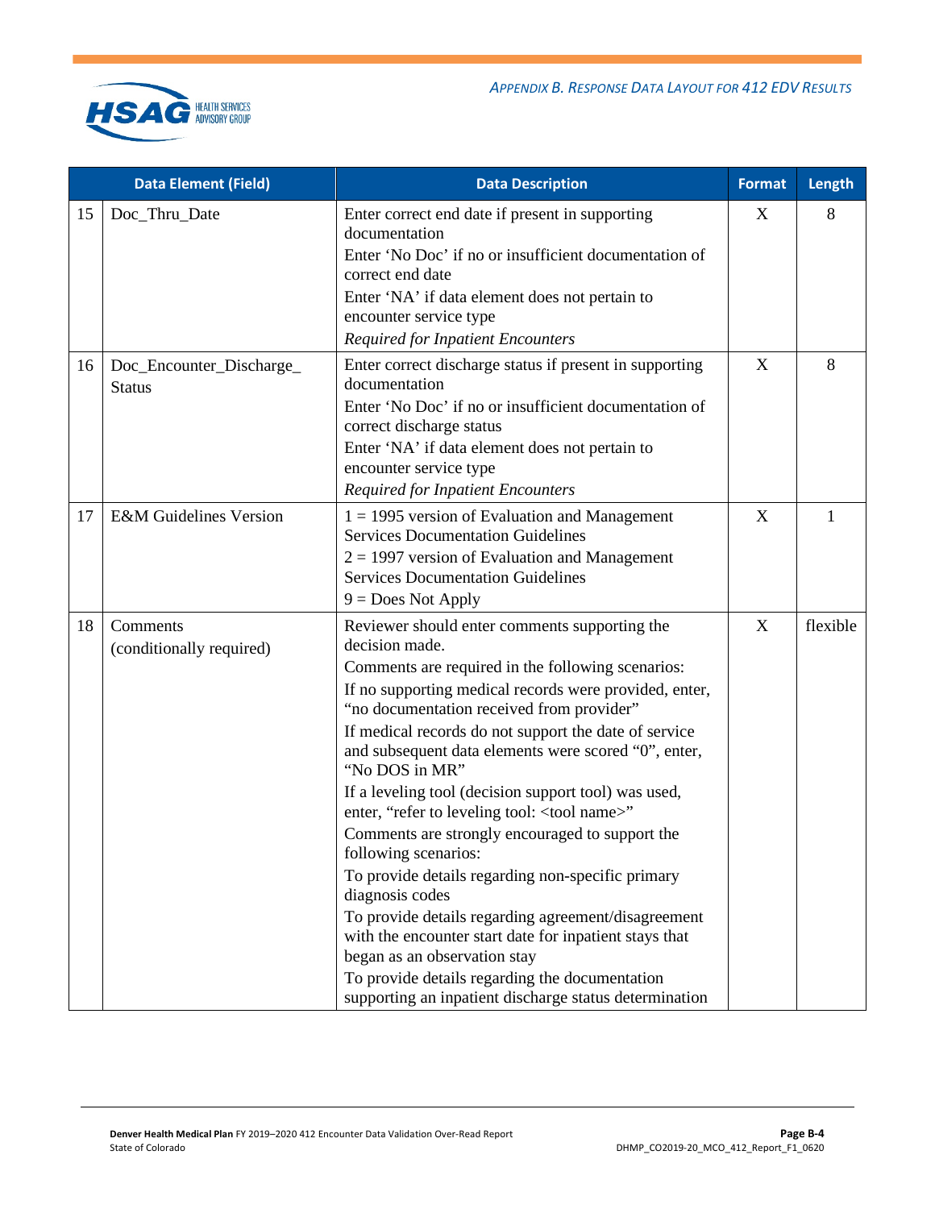| | Data Element (Field) | Data Description | Format | Length |
|---|---|---|---|---|
| 15 | Doc_Thru_Date | Enter correct end date if present in supporting documentation<br>Enter 'No Doc' if no or insufficient documentation of correct end date<br>Enter 'NA' if data element does not pertain to encounter service type<br>*Required for Inpatient Encounters* | X | 8 |
| 16 | Doc_Encounter_Discharge_Status | Enter correct discharge status if present in supporting documentation<br>Enter 'No Doc' if no or insufficient documentation of correct discharge status<br>Enter 'NA' if data element does not pertain to encounter service type<br>*Required for Inpatient Encounters* | X | 8 |
| 17 | E&M Guidelines Version | 1 = 1995 version of Evaluation and Management Services Documentation Guidelines<br>2 = 1997 version of Evaluation and Management Services Documentation Guidelines<br>9 = Does Not Apply | X | 1 |
| 18 | Comments<br>(conditionally required) | Reviewer should enter comments supporting the decision made.<br>Comments are required in the following scenarios:<br>If no supporting medical records were provided, enter, "no documentation received from provider"<br>If medical records do not support the date of service and subsequent data elements were scored "0", enter, "No DOS in MR"<br>If a leveling tool (decision support tool) was used, enter, "refer to leveling tool: <tool name>"<br>Comments are strongly encouraged to support the following scenarios:<br>To provide details regarding non-specific primary diagnosis codes<br>To provide details regarding agreement/disagreement with the encounter start date for inpatient stays that began as an observation stay<br>To provide details regarding the documentation supporting an inpatient discharge status determination | X | flexible |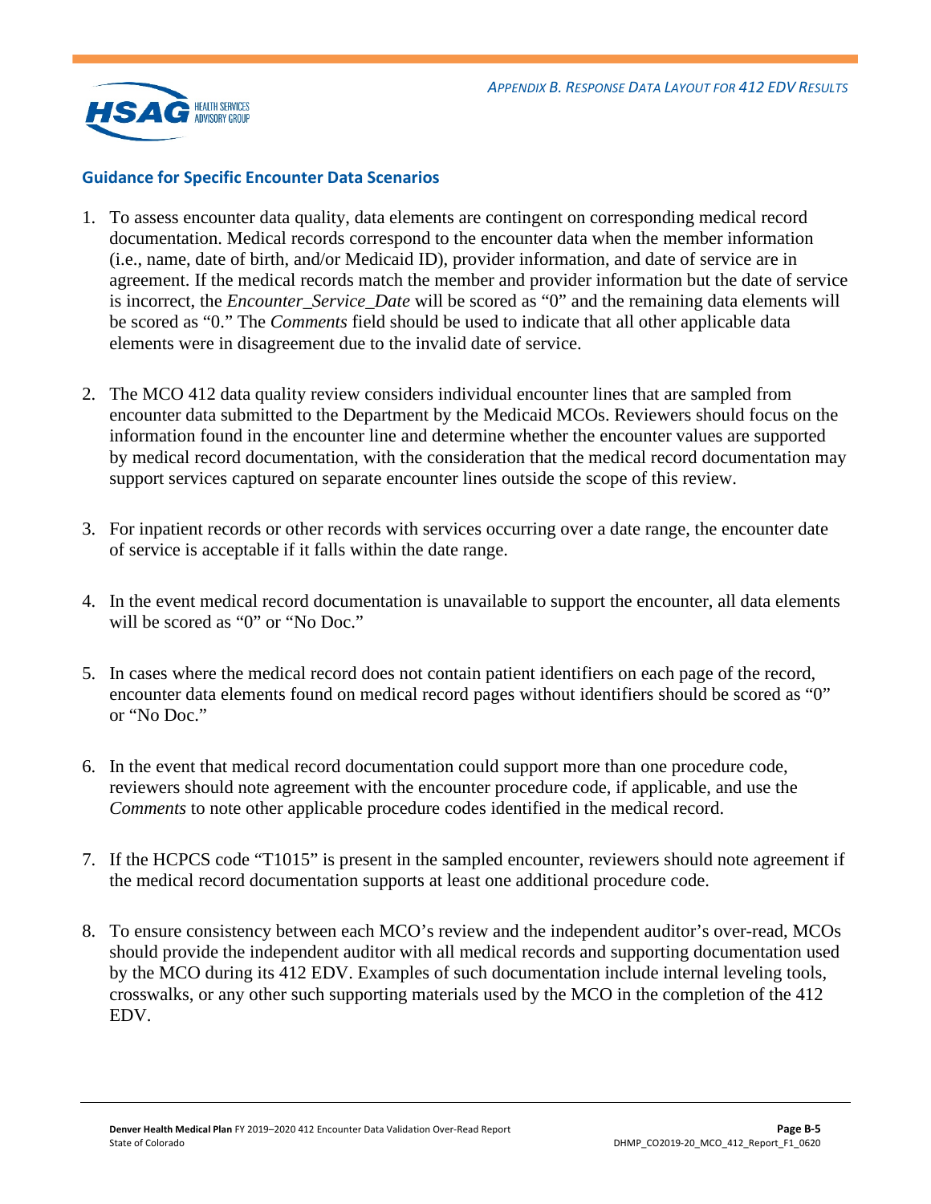## Guidance for Specific Encounter Data Scenarios

1. To assess encounter data quality, data elements are contingent on corresponding medical record documentation. Medical records correspond to the encounter data when the member information (i.e., name, date of birth, and/or Medicaid ID), provider information, and date of service are in agreement. If the medical records match the member and provider information but the date of service is incorrect, the *Encounter_Service_Date* will be scored as "0" and the remaining data elements will be scored as "0." The *Comments* field should be used to indicate that all other applicable data elements were in disagreement due to the invalid date of service.

2. The MCO 412 data quality review considers individual encounter lines that are sampled from encounter data submitted to the Department by the Medicaid MCOs. Reviewers should focus on the information found in the encounter line and determine whether the encounter values are supported by medical record documentation, with the consideration that the medical record documentation may support services captured on separate encounter lines outside the scope of this review.

3. For inpatient records or other records with services occurring over a date range, the encounter date of service is acceptable if it falls within the date range.

4. In the event medical record documentation is unavailable to support the encounter, all data elements will be scored as "0" or "No Doc."

5. In cases where the medical record does not contain patient identifiers on each page of the record, encounter data elements found on medical record pages without identifiers should be scored as "0" or "No Doc."

6. In the event that medical record documentation could support more than one procedure code, reviewers should note agreement with the encounter procedure code, if applicable, and use the *Comments* to note other applicable procedure codes identified in the medical record.

7. If the HCPCS code "T1015" is present in the sampled encounter, reviewers should note agreement if the medical record documentation supports at least one additional procedure code.

8. To ensure consistency between each MCO's review and the independent auditor's over-read, MCOs should provide the independent auditor with all medical records and supporting documentation used by the MCO during its 412 EDV. Examples of such documentation include internal leveling tools, crosswalks, or any other such supporting materials used by the MCO in the completion of the 412 EDV.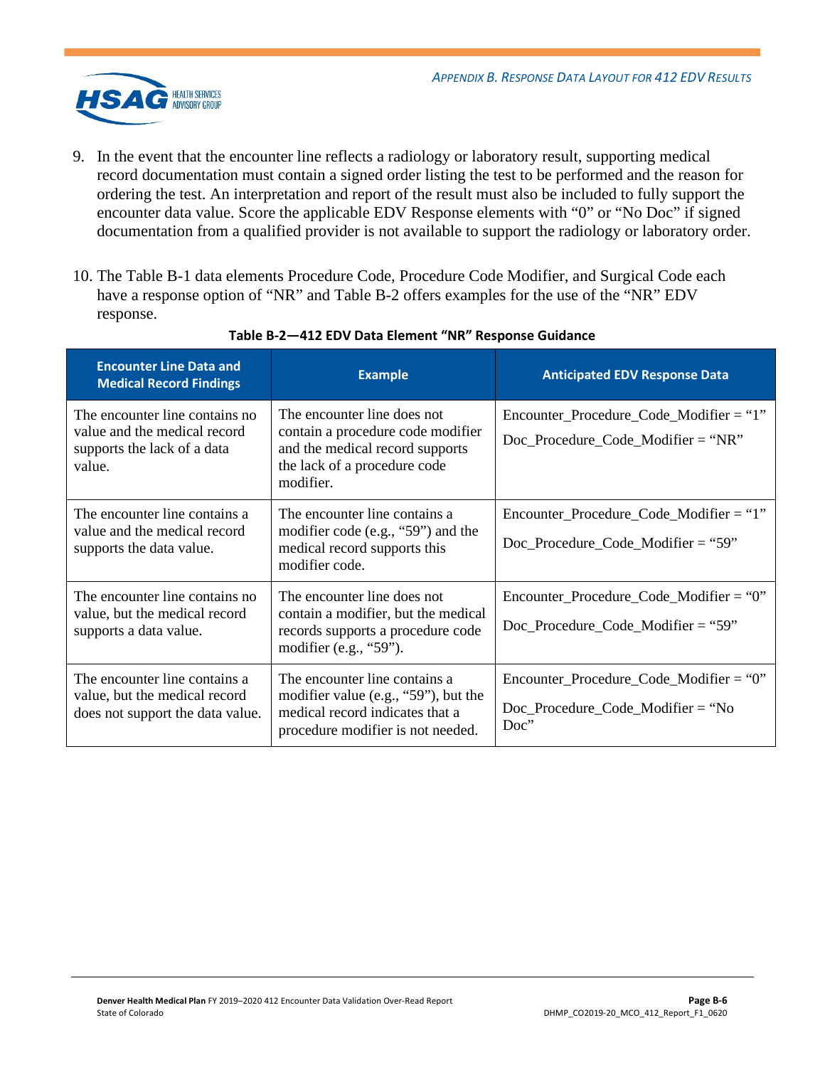9. In the event that the encounter line reflects a radiology or laboratory result, supporting medical record documentation must contain a signed order listing the test to be performed and the reason for ordering the test. An interpretation and report of the result must also be included to fully support the encounter data value. Score the applicable EDV Response elements with "0" or "No Doc" if signed documentation from a qualified provider is not available to support the radiology or laboratory order.

10. The Table B-1 data elements Procedure Code, Procedure Code Modifier, and Surgical Code each have a response option of "NR" and Table B-2 offers examples for the use of the "NR" EDV response.

**Table B-2—412 EDV Data Element "NR" Response Guidance**

| Encounter Line Data and Medical Record Findings | Example | Anticipated EDV Response Data |
|---|---|---|
| The encounter line contains no value and the medical record supports the lack of a data value. | The encounter line does not contain a procedure code modifier and the medical record supports the lack of a procedure code modifier. | Encounter_Procedure_Code_Modifier = "1"<br>Doc_Procedure_Code_Modifier = "NR" |
| The encounter line contains a value and the medical record supports the data value. | The encounter line contains a modifier code (e.g., "59") and the medical record supports this modifier code. | Encounter_Procedure_Code_Modifier = "1"<br>Doc_Procedure_Code_Modifier = "59" |
| The encounter line contains no value, but the medical record supports a data value. | The encounter line does not contain a modifier, but the medical records supports a procedure code modifier (e.g., "59"). | Encounter_Procedure_Code_Modifier = "0"<br>Doc_Procedure_Code_Modifier = "59" |
| The encounter line contains a value, but the medical record does not support the data value. | The encounter line contains a modifier value (e.g., "59"), but the medical record indicates that a procedure modifier is not needed. | Encounter_Procedure_Code_Modifier = "0"<br>Doc_Procedure_Code_Modifier = "No Doc" |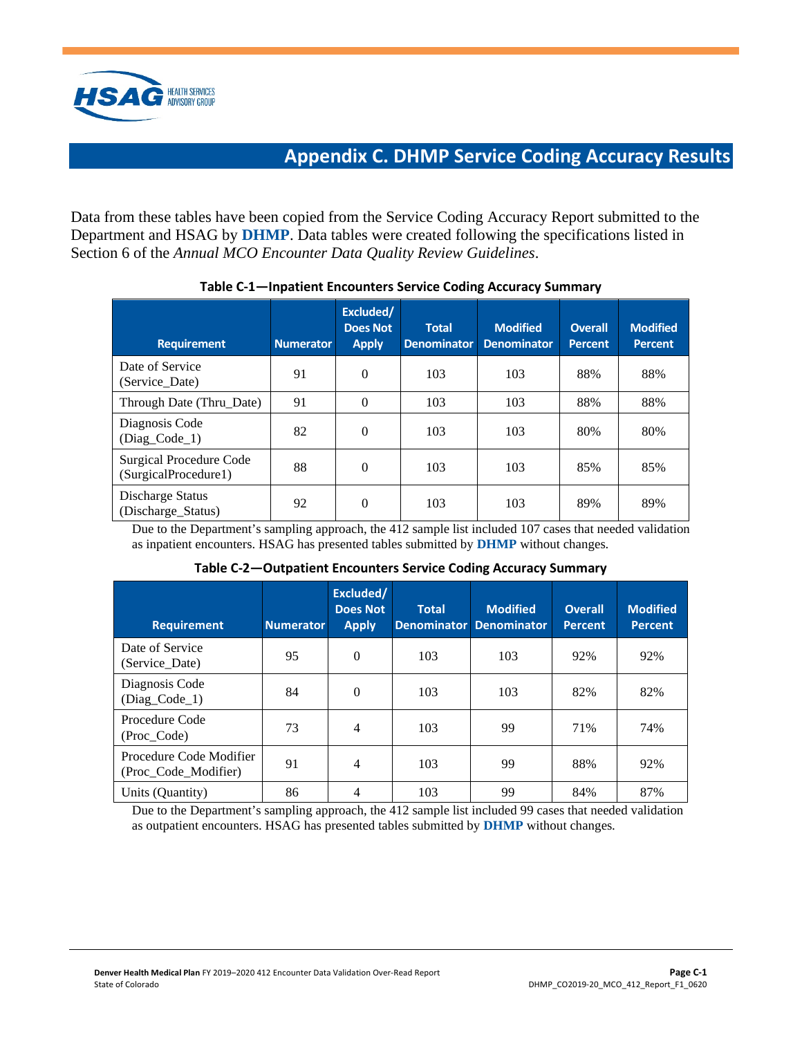# Appendix C. DHMP Service Coding Accuracy Results

Data from these tables have been copied from the Service Coding Accuracy Report submitted to the Department and HSAG by **DHMP**. Data tables were created following the specifications listed in Section 6 of the *Annual MCO Encounter Data Quality Review Guidelines*.

**Table C-1—Inpatient Encounters Service Coding Accuracy Summary**

| Requirement | Numerator | Excluded/ Does Not Apply | Total Denominator | Modified Denominator | Overall Percent | Modified Percent |
|---|---|---|---|---|---|---|
| Date of Service (Service_Date) | 91 | 0 | 103 | 103 | 88% | 88% |
| Through Date (Thru_Date) | 91 | 0 | 103 | 103 | 88% | 88% |
| Diagnosis Code (Diag_Code_1) | 82 | 0 | 103 | 103 | 80% | 80% |
| Surgical Procedure Code (SurgicalProcedure1) | 88 | 0 | 103 | 103 | 85% | 85% |
| Discharge Status (Discharge_Status) | 92 | 0 | 103 | 103 | 89% | 89% |

Due to the Department's sampling approach, the 412 sample list included 107 cases that needed validation as inpatient encounters. HSAG has presented tables submitted by **DHMP** without changes.

**Table C-2—Outpatient Encounters Service Coding Accuracy Summary**

| Requirement | Numerator | Excluded/ Does Not Apply | Total Denominator | Modified Denominator | Overall Percent | Modified Percent |
|---|---|---|---|---|---|---|
| Date of Service (Service_Date) | 95 | 0 | 103 | 103 | 92% | 92% |
| Diagnosis Code (Diag_Code_1) | 84 | 0 | 103 | 103 | 82% | 82% |
| Procedure Code (Proc_Code) | 73 | 4 | 103 | 99 | 71% | 74% |
| Procedure Code Modifier (Proc_Code_Modifier) | 91 | 4 | 103 | 99 | 88% | 92% |
| Units (Quantity) | 86 | 4 | 103 | 99 | 84% | 87% |

Due to the Department's sampling approach, the 412 sample list included 99 cases that needed validation as outpatient encounters. HSAG has presented tables submitted by **DHMP** without changes.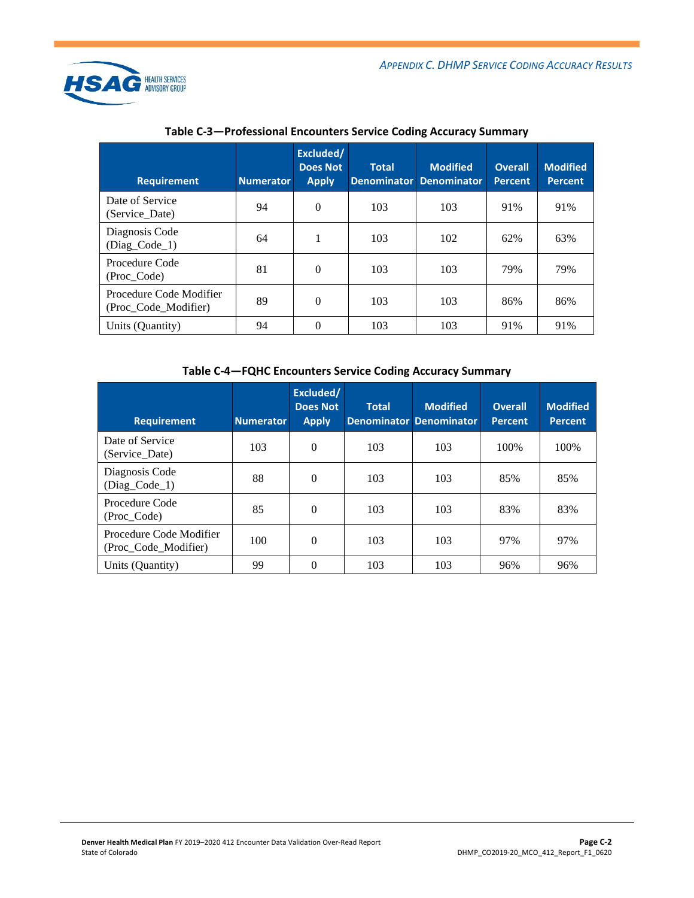**Table C-3—Professional Encounters Service Coding Accuracy Summary**

| Requirement | Numerator | Excluded/ Does Not Apply | Total Denominator | Modified Denominator | Overall Percent | Modified Percent |
|---|---|---|---|---|---|---|
| Date of Service (Service_Date) | 94 | 0 | 103 | 103 | 91% | 91% |
| Diagnosis Code (Diag_Code_1) | 64 | 1 | 103 | 102 | 62% | 63% |
| Procedure Code (Proc_Code) | 81 | 0 | 103 | 103 | 79% | 79% |
| Procedure Code Modifier (Proc_Code_Modifier) | 89 | 0 | 103 | 103 | 86% | 86% |
| Units (Quantity) | 94 | 0 | 103 | 103 | 91% | 91% |

**Table C-4—FQHC Encounters Service Coding Accuracy Summary**

| Requirement | Numerator | Excluded/ Does Not Apply | Total Denominator | Modified Denominator | Overall Percent | Modified Percent |
|---|---|---|---|---|---|---|
| Date of Service (Service_Date) | 103 | 0 | 103 | 103 | 100% | 100% |
| Diagnosis Code (Diag_Code_1) | 88 | 0 | 103 | 103 | 85% | 85% |
| Procedure Code (Proc_Code) | 85 | 0 | 103 | 103 | 83% | 83% |
| Procedure Code Modifier (Proc_Code_Modifier) | 100 | 0 | 103 | 103 | 97% | 97% |
| Units (Quantity) | 99 | 0 | 103 | 103 | 96% | 96% |